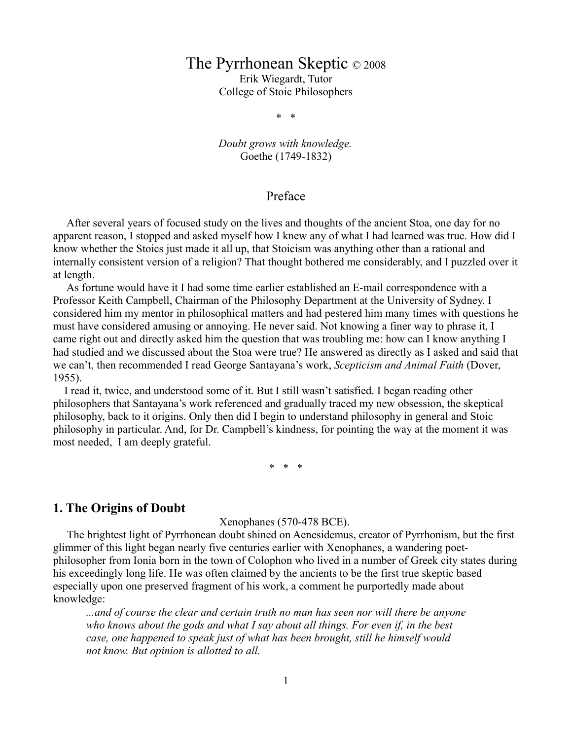# The Pyrrhonean Skeptic © 2008

Erik Wiegardt, Tutor
College of Stoic Philosophers

\* \*

*Doubt grows with knowledge.*
Goethe (1749-1832)

## Preface

After several years of focused study on the lives and thoughts of the ancient Stoa, one day for no apparent reason, I stopped and asked myself how I knew any of what I had learned was true. How did I know whether the Stoics just made it all up, that Stoicism was anything other than a rational and internally consistent version of a religion? That thought bothered me considerably, and I puzzled over it at length.

As fortune would have it I had some time earlier established an E-mail correspondence with a Professor Keith Campbell, Chairman of the Philosophy Department at the University of Sydney. I considered him my mentor in philosophical matters and had pestered him many times with questions he must have considered amusing or annoying. He never said. Not knowing a finer way to phrase it, I came right out and directly asked him the question that was troubling me: how can I know anything I had studied and we discussed about the Stoa were true? He answered as directly as I asked and said that we can't, then recommended I read George Santayana's work, *Scepticism and Animal Faith* (Dover, 1955).

I read it, twice, and understood some of it. But I still wasn't satisfied. I began reading other philosophers that Santayana's work referenced and gradually traced my new obsession, the skeptical philosophy, back to it origins. Only then did I begin to understand philosophy in general and Stoic philosophy in particular. And, for Dr. Campbell's kindness, for pointing the way at the moment it was most needed, I am deeply grateful.

\* \* \*

### 1. The Origins of Doubt

Xenophanes (570-478 BCE).

The brightest light of Pyrrhonean doubt shined on Aenesidemus, creator of Pyrrhonism, but the first glimmer of this light began nearly five centuries earlier with Xenophanes, a wandering poet-philosopher from Ionia born in the town of Colophon who lived in a number of Greek city states during his exceedingly long life. He was often claimed by the ancients to be the first true skeptic based especially upon one preserved fragment of his work, a comment he purportedly made about knowledge:

> *...and of course the clear and certain truth no man has seen nor will there be anyone who knows about the gods and what I say about all things. For even if, in the best case, one happened to speak just of what has been brought, still he himself would not know. But opinion is allotted to all.*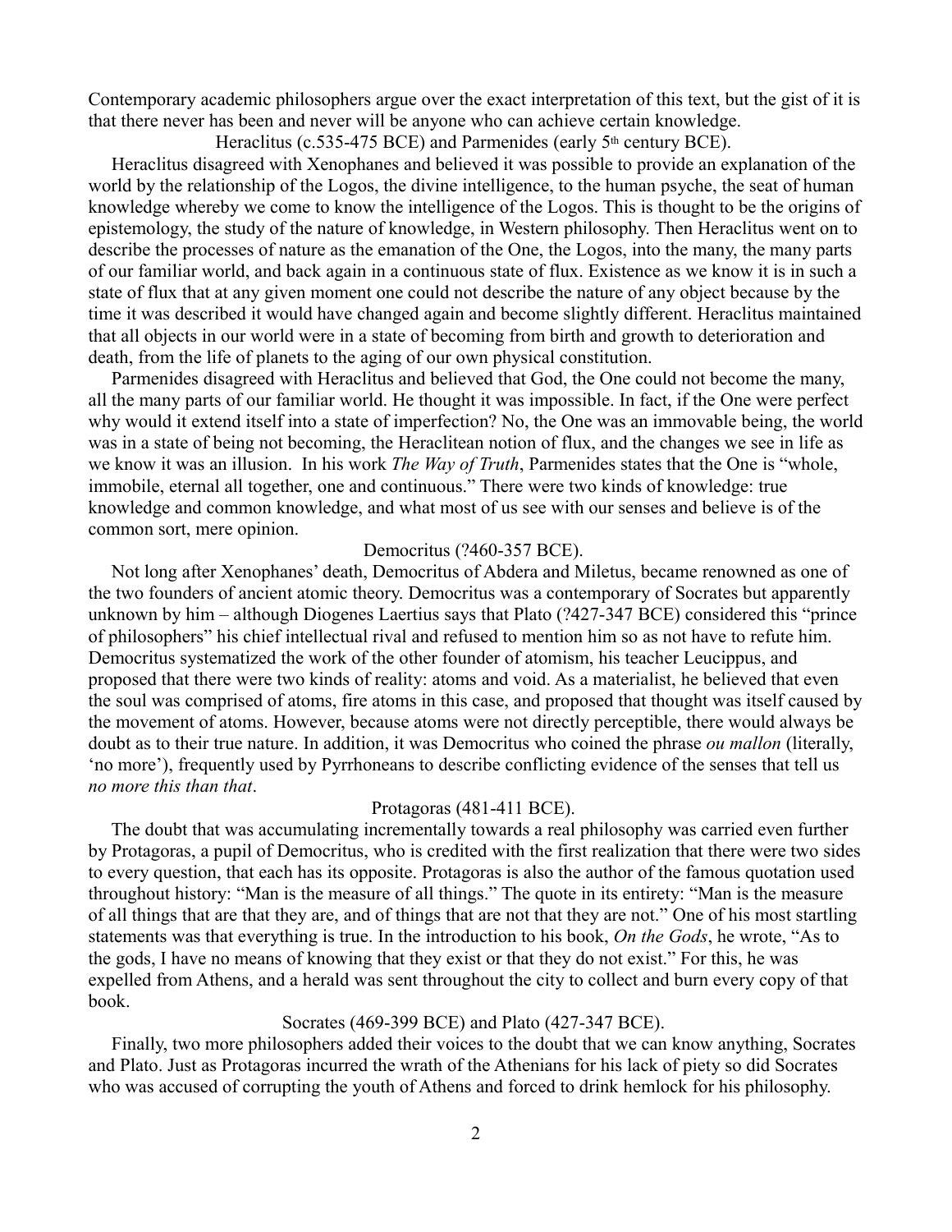Contemporary academic philosophers argue over the exact interpretation of this text, but the gist of it is that there never has been and never will be anyone who can achieve certain knowledge.

### Heraclitus (c.535-475 BCE) and Parmenides (early 5th century BCE).

Heraclitus disagreed with Xenophanes and believed it was possible to provide an explanation of the world by the relationship of the Logos, the divine intelligence, to the human psyche, the seat of human knowledge whereby we come to know the intelligence of the Logos. This is thought to be the origins of epistemology, the study of the nature of knowledge, in Western philosophy. Then Heraclitus went on to describe the processes of nature as the emanation of the One, the Logos, into the many, the many parts of our familiar world, and back again in a continuous state of flux. Existence as we know it is in such a state of flux that at any given moment one could not describe the nature of any object because by the time it was described it would have changed again and become slightly different. Heraclitus maintained that all objects in our world were in a state of becoming from birth and growth to deterioration and death, from the life of planets to the aging of our own physical constitution.

Parmenides disagreed with Heraclitus and believed that God, the One could not become the many, all the many parts of our familiar world. He thought it was impossible. In fact, if the One were perfect why would it extend itself into a state of imperfection? No, the One was an immovable being, the world was in a state of being not becoming, the Heraclitean notion of flux, and the changes we see in life as we know it was an illusion. In his work *The Way of Truth*, Parmenides states that the One is "whole, immobile, eternal all together, one and continuous." There were two kinds of knowledge: true knowledge and common knowledge, and what most of us see with our senses and believe is of the common sort, mere opinion.

### Democritus (?460-357 BCE).

Not long after Xenophanes' death, Democritus of Abdera and Miletus, became renowned as one of the two founders of ancient atomic theory. Democritus was a contemporary of Socrates but apparently unknown by him – although Diogenes Laertius says that Plato (?427-347 BCE) considered this "prince of philosophers" his chief intellectual rival and refused to mention him so as not have to refute him. Democritus systematized the work of the other founder of atomism, his teacher Leucippus, and proposed that there were two kinds of reality: atoms and void. As a materialist, he believed that even the soul was comprised of atoms, fire atoms in this case, and proposed that thought was itself caused by the movement of atoms. However, because atoms were not directly perceptible, there would always be doubt as to their true nature. In addition, it was Democritus who coined the phrase *ou mallon* (literally, 'no more'), frequently used by Pyrrhoneans to describe conflicting evidence of the senses that tell us *no more this than that*.

### Protagoras (481-411 BCE).

The doubt that was accumulating incrementally towards a real philosophy was carried even further by Protagoras, a pupil of Democritus, who is credited with the first realization that there were two sides to every question, that each has its opposite. Protagoras is also the author of the famous quotation used throughout history: "Man is the measure of all things." The quote in its entirety: "Man is the measure of all things that are that they are, and of things that are not that they are not." One of his most startling statements was that everything is true. In the introduction to his book, *On the Gods*, he wrote, "As to the gods, I have no means of knowing that they exist or that they do not exist." For this, he was expelled from Athens, and a herald was sent throughout the city to collect and burn every copy of that book.

### Socrates (469-399 BCE) and Plato (427-347 BCE).

Finally, two more philosophers added their voices to the doubt that we can know anything, Socrates and Plato. Just as Protagoras incurred the wrath of the Athenians for his lack of piety so did Socrates who was accused of corrupting the youth of Athens and forced to drink hemlock for his philosophy.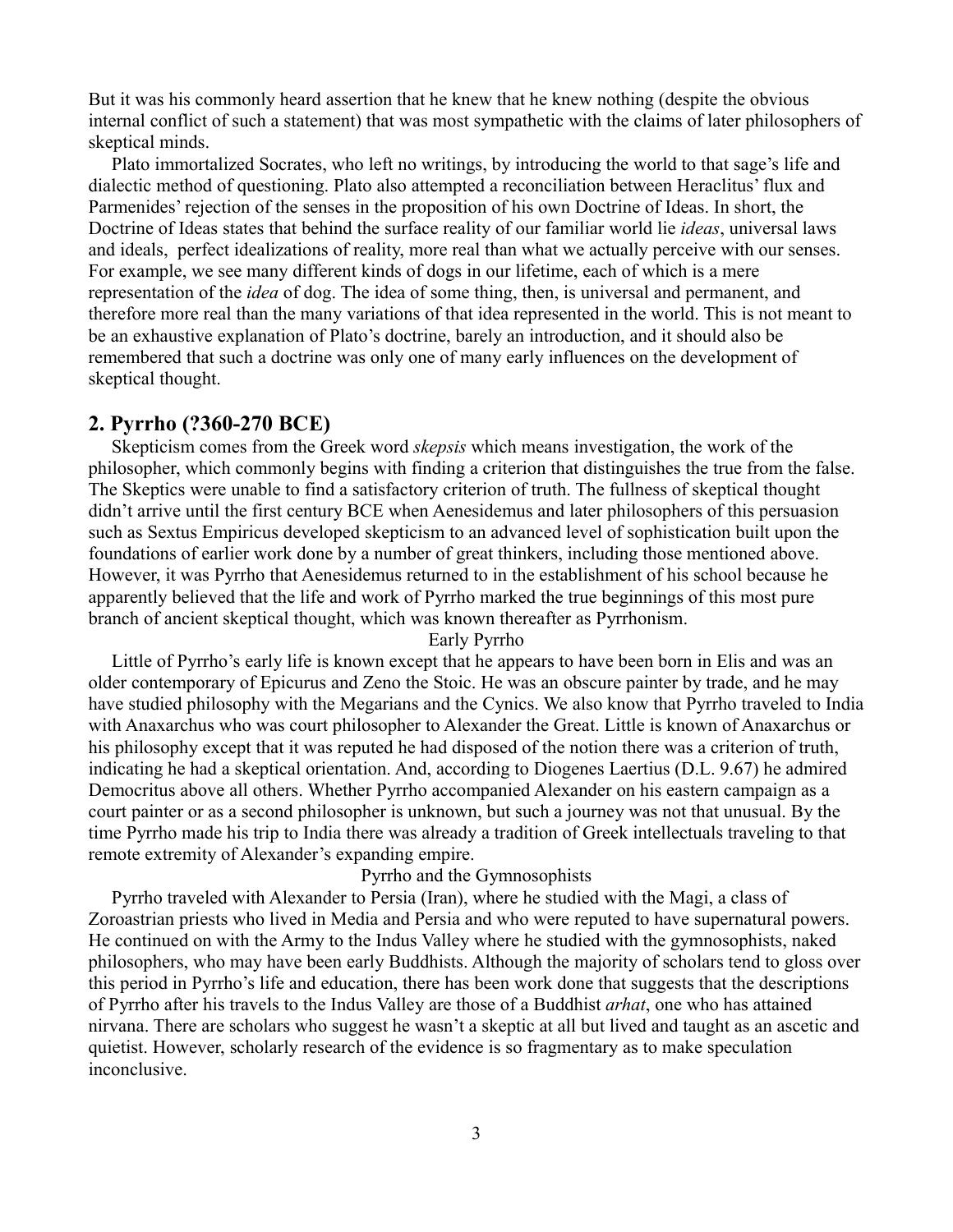But it was his commonly heard assertion that he knew that he knew nothing (despite the obvious internal conflict of such a statement) that was most sympathetic with the claims of later philosophers of skeptical minds.

Plato immortalized Socrates, who left no writings, by introducing the world to that sage's life and dialectic method of questioning. Plato also attempted a reconciliation between Heraclitus' flux and Parmenides' rejection of the senses in the proposition of his own Doctrine of Ideas. In short, the Doctrine of Ideas states that behind the surface reality of our familiar world lie *ideas*, universal laws and ideals, perfect idealizations of reality, more real than what we actually perceive with our senses. For example, we see many different kinds of dogs in our lifetime, each of which is a mere representation of the *idea* of dog. The idea of some thing, then, is universal and permanent, and therefore more real than the many variations of that idea represented in the world. This is not meant to be an exhaustive explanation of Plato's doctrine, barely an introduction, and it should also be remembered that such a doctrine was only one of many early influences on the development of skeptical thought.

## 2. Pyrrho (?360-270 BCE)

Skepticism comes from the Greek word *skepsis* which means investigation, the work of the philosopher, which commonly begins with finding a criterion that distinguishes the true from the false. The Skeptics were unable to find a satisfactory criterion of truth. The fullness of skeptical thought didn't arrive until the first century BCE when Aenesidemus and later philosophers of this persuasion such as Sextus Empiricus developed skepticism to an advanced level of sophistication built upon the foundations of earlier work done by a number of great thinkers, including those mentioned above. However, it was Pyrrho that Aenesidemus returned to in the establishment of his school because he apparently believed that the life and work of Pyrrho marked the true beginnings of this most pure branch of ancient skeptical thought, which was known thereafter as Pyrrhonism.

### Early Pyrrho

Little of Pyrrho's early life is known except that he appears to have been born in Elis and was an older contemporary of Epicurus and Zeno the Stoic. He was an obscure painter by trade, and he may have studied philosophy with the Megarians and the Cynics. We also know that Pyrrho traveled to India with Anaxarchus who was court philosopher to Alexander the Great. Little is known of Anaxarchus or his philosophy except that it was reputed he had disposed of the notion there was a criterion of truth, indicating he had a skeptical orientation. And, according to Diogenes Laertius (D.L. 9.67) he admired Democritus above all others. Whether Pyrrho accompanied Alexander on his eastern campaign as a court painter or as a second philosopher is unknown, but such a journey was not that unusual. By the time Pyrrho made his trip to India there was already a tradition of Greek intellectuals traveling to that remote extremity of Alexander's expanding empire.

### Pyrrho and the Gymnosophists

Pyrrho traveled with Alexander to Persia (Iran), where he studied with the Magi, a class of Zoroastrian priests who lived in Media and Persia and who were reputed to have supernatural powers. He continued on with the Army to the Indus Valley where he studied with the gymnosophists, naked philosophers, who may have been early Buddhists. Although the majority of scholars tend to gloss over this period in Pyrrho's life and education, there has been work done that suggests that the descriptions of Pyrrho after his travels to the Indus Valley are those of a Buddhist *arhat*, one who has attained nirvana. There are scholars who suggest he wasn't a skeptic at all but lived and taught as an ascetic and quietist. However, scholarly research of the evidence is so fragmentary as to make speculation inconclusive.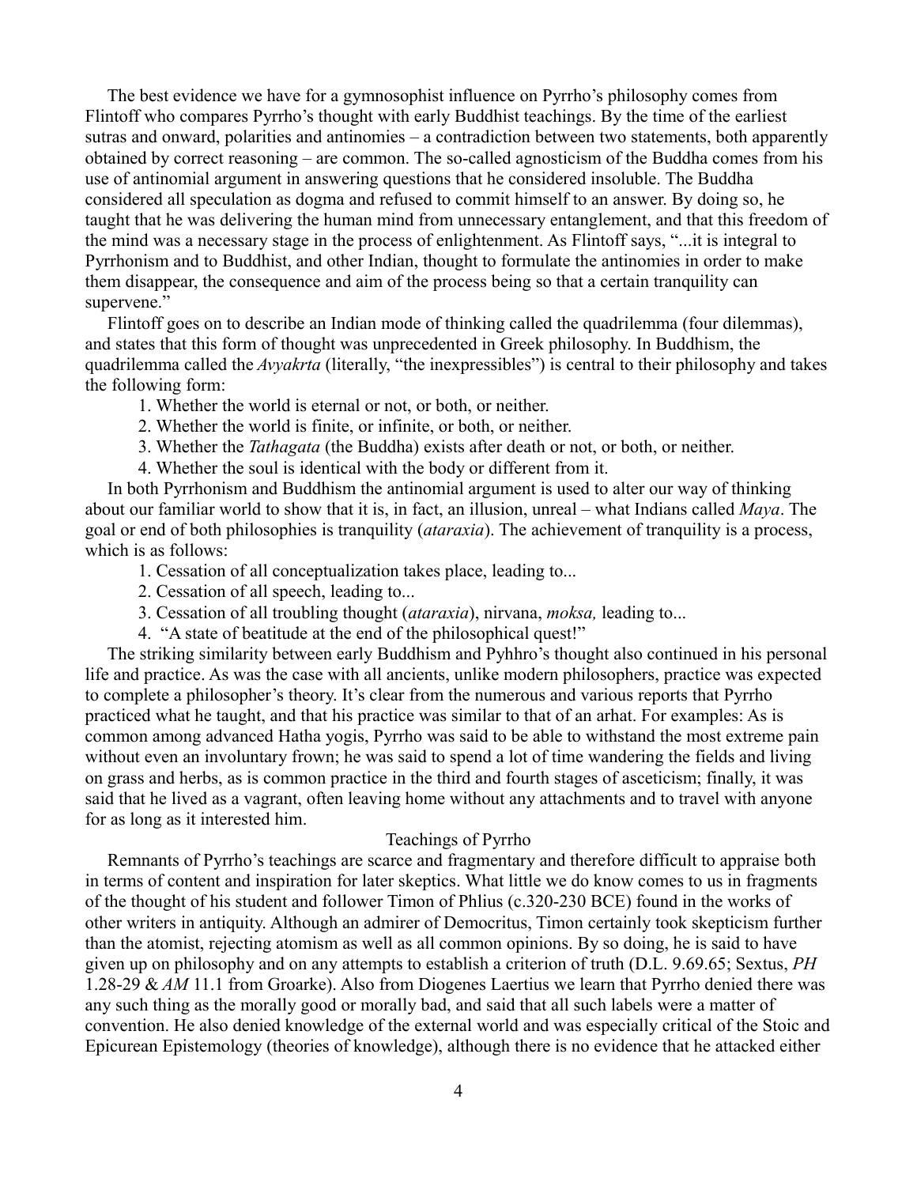The best evidence we have for a gymnosophist influence on Pyrrho's philosophy comes from Flintoff who compares Pyrrho's thought with early Buddhist teachings. By the time of the earliest sutras and onward, polarities and antinomies – a contradiction between two statements, both apparently obtained by correct reasoning – are common. The so-called agnosticism of the Buddha comes from his use of antinomial argument in answering questions that he considered insoluble. The Buddha considered all speculation as dogma and refused to commit himself to an answer. By doing so, he taught that he was delivering the human mind from unnecessary entanglement, and that this freedom of the mind was a necessary stage in the process of enlightenment. As Flintoff says, "...it is integral to Pyrrhonism and to Buddhist, and other Indian, thought to formulate the antinomies in order to make them disappear, the consequence and aim of the process being so that a certain tranquility can supervene."

Flintoff goes on to describe an Indian mode of thinking called the quadrilemma (four dilemmas), and states that this form of thought was unprecedented in Greek philosophy. In Buddhism, the quadrilemma called the *Avyakrta* (literally, "the inexpressibles") is central to their philosophy and takes the following form:

1. Whether the world is eternal or not, or both, or neither.
2. Whether the world is finite, or infinite, or both, or neither.
3. Whether the *Tathagata* (the Buddha) exists after death or not, or both, or neither.
4. Whether the soul is identical with the body or different from it.

In both Pyrrhonism and Buddhism the antinomial argument is used to alter our way of thinking about our familiar world to show that it is, in fact, an illusion, unreal – what Indians called *Maya*. The goal or end of both philosophies is tranquility (*ataraxia*). The achievement of tranquility is a process, which is as follows:

1. Cessation of all conceptualization takes place, leading to...
2. Cessation of all speech, leading to...
3. Cessation of all troubling thought (*ataraxia*), nirvana, *moksa,* leading to...
4. "A state of beatitude at the end of the philosophical quest!"

The striking similarity between early Buddhism and Pyhhro's thought also continued in his personal life and practice. As was the case with all ancients, unlike modern philosophers, practice was expected to complete a philosopher's theory. It's clear from the numerous and various reports that Pyrrho practiced what he taught, and that his practice was similar to that of an arhat. For examples: As is common among advanced Hatha yogis, Pyrrho was said to be able to withstand the most extreme pain without even an involuntary frown; he was said to spend a lot of time wandering the fields and living on grass and herbs, as is common practice in the third and fourth stages of asceticism; finally, it was said that he lived as a vagrant, often leaving home without any attachments and to travel with anyone for as long as it interested him.

## Teachings of Pyrrho

Remnants of Pyrrho's teachings are scarce and fragmentary and therefore difficult to appraise both in terms of content and inspiration for later skeptics. What little we do know comes to us in fragments of the thought of his student and follower Timon of Phlius (c.320-230 BCE) found in the works of other writers in antiquity. Although an admirer of Democritus, Timon certainly took skepticism further than the atomist, rejecting atomism as well as all common opinions. By so doing, he is said to have given up on philosophy and on any attempts to establish a criterion of truth (D.L. 9.69.65; Sextus, *PH* 1.28-29 & *AM* 11.1 from Groarke). Also from Diogenes Laertius we learn that Pyrrho denied there was any such thing as the morally good or morally bad, and said that all such labels were a matter of convention. He also denied knowledge of the external world and was especially critical of the Stoic and Epicurean Epistemology (theories of knowledge), although there is no evidence that he attacked either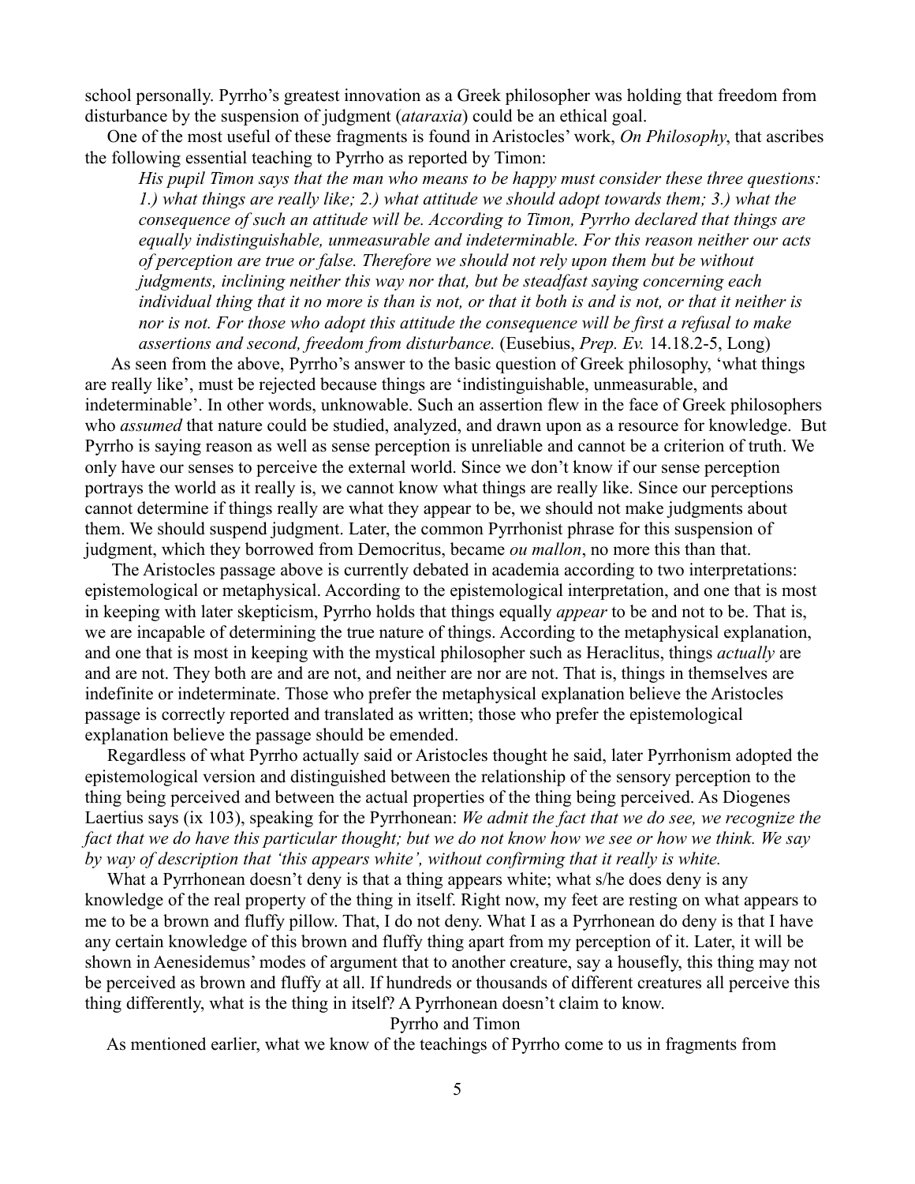school personally. Pyrrho's greatest innovation as a Greek philosopher was holding that freedom from disturbance by the suspension of judgment (*ataraxia*) could be an ethical goal.

One of the most useful of these fragments is found in Aristocles' work, *On Philosophy*, that ascribes the following essential teaching to Pyrrho as reported by Timon:

> *His pupil Timon says that the man who means to be happy must consider these three questions: 1.) what things are really like; 2.) what attitude we should adopt towards them; 3.) what the consequence of such an attitude will be. According to Timon, Pyrrho declared that things are equally indistinguishable, unmeasurable and indeterminable. For this reason neither our acts of perception are true or false. Therefore we should not rely upon them but be without judgments, inclining neither this way nor that, but be steadfast saying concerning each individual thing that it no more is than is not, or that it both is and is not, or that it neither is nor is not. For those who adopt this attitude the consequence will be first a refusal to make assertions and second, freedom from disturbance.* (Eusebius, *Prep. Ev.* 14.18.2-5, Long)

As seen from the above, Pyrrho's answer to the basic question of Greek philosophy, 'what things are really like', must be rejected because things are 'indistinguishable, unmeasurable, and indeterminable'. In other words, unknowable. Such an assertion flew in the face of Greek philosophers who *assumed* that nature could be studied, analyzed, and drawn upon as a resource for knowledge. But Pyrrho is saying reason as well as sense perception is unreliable and cannot be a criterion of truth. We only have our senses to perceive the external world. Since we don't know if our sense perception portrays the world as it really is, we cannot know what things are really like. Since our perceptions cannot determine if things really are what they appear to be, we should not make judgments about them. We should suspend judgment. Later, the common Pyrrhonist phrase for this suspension of judgment, which they borrowed from Democritus, became *ou mallon*, no more this than that.

The Aristocles passage above is currently debated in academia according to two interpretations: epistemological or metaphysical. According to the epistemological interpretation, and one that is most in keeping with later skepticism, Pyrrho holds that things equally *appear* to be and not to be. That is, we are incapable of determining the true nature of things. According to the metaphysical explanation, and one that is most in keeping with the mystical philosopher such as Heraclitus, things *actually* are and are not. They both are and are not, and neither are nor are not. That is, things in themselves are indefinite or indeterminate. Those who prefer the metaphysical explanation believe the Aristocles passage is correctly reported and translated as written; those who prefer the epistemological explanation believe the passage should be emended.

Regardless of what Pyrrho actually said or Aristocles thought he said, later Pyrrhonism adopted the epistemological version and distinguished between the relationship of the sensory perception to the thing being perceived and between the actual properties of the thing being perceived. As Diogenes Laertius says (ix 103), speaking for the Pyrrhonean: *We admit the fact that we do see, we recognize the fact that we do have this particular thought; but we do not know how we see or how we think. We say by way of description that 'this appears white', without confirming that it really is white.*

What a Pyrrhonean doesn't deny is that a thing appears white; what s/he does deny is any knowledge of the real property of the thing in itself. Right now, my feet are resting on what appears to me to be a brown and fluffy pillow. That, I do not deny. What I as a Pyrrhonean do deny is that I have any certain knowledge of this brown and fluffy thing apart from my perception of it. Later, it will be shown in Aenesidemus' modes of argument that to another creature, say a housefly, this thing may not be perceived as brown and fluffy at all. If hundreds or thousands of different creatures all perceive this thing differently, what is the thing in itself? A Pyrrhonean doesn't claim to know.

## Pyrrho and Timon

As mentioned earlier, what we know of the teachings of Pyrrho come to us in fragments from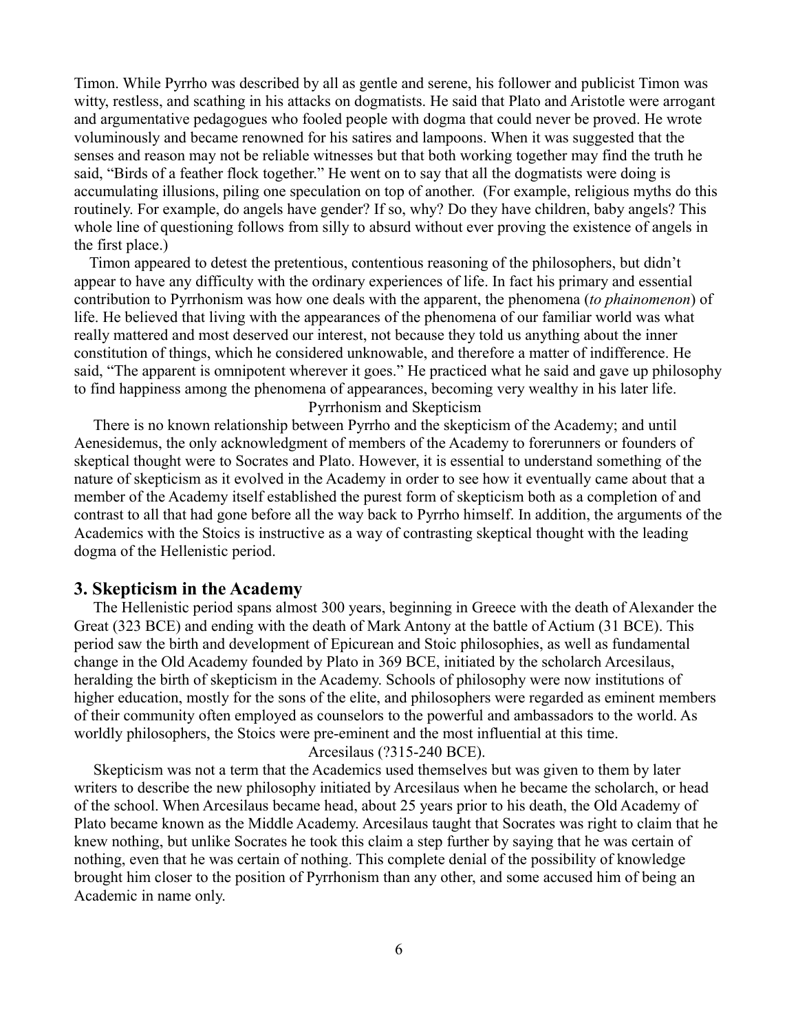Timon. While Pyrrho was described by all as gentle and serene, his follower and publicist Timon was witty, restless, and scathing in his attacks on dogmatists. He said that Plato and Aristotle were arrogant and argumentative pedagogues who fooled people with dogma that could never be proved. He wrote voluminously and became renowned for his satires and lampoons. When it was suggested that the senses and reason may not be reliable witnesses but that both working together may find the truth he said, "Birds of a feather flock together." He went on to say that all the dogmatists were doing is accumulating illusions, piling one speculation on top of another. (For example, religious myths do this routinely. For example, do angels have gender? If so, why? Do they have children, baby angels? This whole line of questioning follows from silly to absurd without ever proving the existence of angels in the first place.)

Timon appeared to detest the pretentious, contentious reasoning of the philosophers, but didn't appear to have any difficulty with the ordinary experiences of life. In fact his primary and essential contribution to Pyrrhonism was how one deals with the apparent, the phenomena (*to phainomenon*) of life. He believed that living with the appearances of the phenomena of our familiar world was what really mattered and most deserved our interest, not because they told us anything about the inner constitution of things, which he considered unknowable, and therefore a matter of indifference. He said, "The apparent is omnipotent wherever it goes." He practiced what he said and gave up philosophy to find happiness among the phenomena of appearances, becoming very wealthy in his later life.

### Pyrrhonism and Skepticism

There is no known relationship between Pyrrho and the skepticism of the Academy; and until Aenesidemus, the only acknowledgment of members of the Academy to forerunners or founders of skeptical thought were to Socrates and Plato. However, it is essential to understand something of the nature of skepticism as it evolved in the Academy in order to see how it eventually came about that a member of the Academy itself established the purest form of skepticism both as a completion of and contrast to all that had gone before all the way back to Pyrrho himself. In addition, the arguments of the Academics with the Stoics is instructive as a way of contrasting skeptical thought with the leading dogma of the Hellenistic period.

## 3. Skepticism in the Academy

The Hellenistic period spans almost 300 years, beginning in Greece with the death of Alexander the Great (323 BCE) and ending with the death of Mark Antony at the battle of Actium (31 BCE). This period saw the birth and development of Epicurean and Stoic philosophies, as well as fundamental change in the Old Academy founded by Plato in 369 BCE, initiated by the scholarch Arcesilaus, heralding the birth of skepticism in the Academy. Schools of philosophy were now institutions of higher education, mostly for the sons of the elite, and philosophers were regarded as eminent members of their community often employed as counselors to the powerful and ambassadors to the world. As worldly philosophers, the Stoics were pre-eminent and the most influential at this time.

### Arcesilaus (?315-240 BCE).

Skepticism was not a term that the Academics used themselves but was given to them by later writers to describe the new philosophy initiated by Arcesilaus when he became the scholarch, or head of the school. When Arcesilaus became head, about 25 years prior to his death, the Old Academy of Plato became known as the Middle Academy. Arcesilaus taught that Socrates was right to claim that he knew nothing, but unlike Socrates he took this claim a step further by saying that he was certain of nothing, even that he was certain of nothing. This complete denial of the possibility of knowledge brought him closer to the position of Pyrrhonism than any other, and some accused him of being an Academic in name only.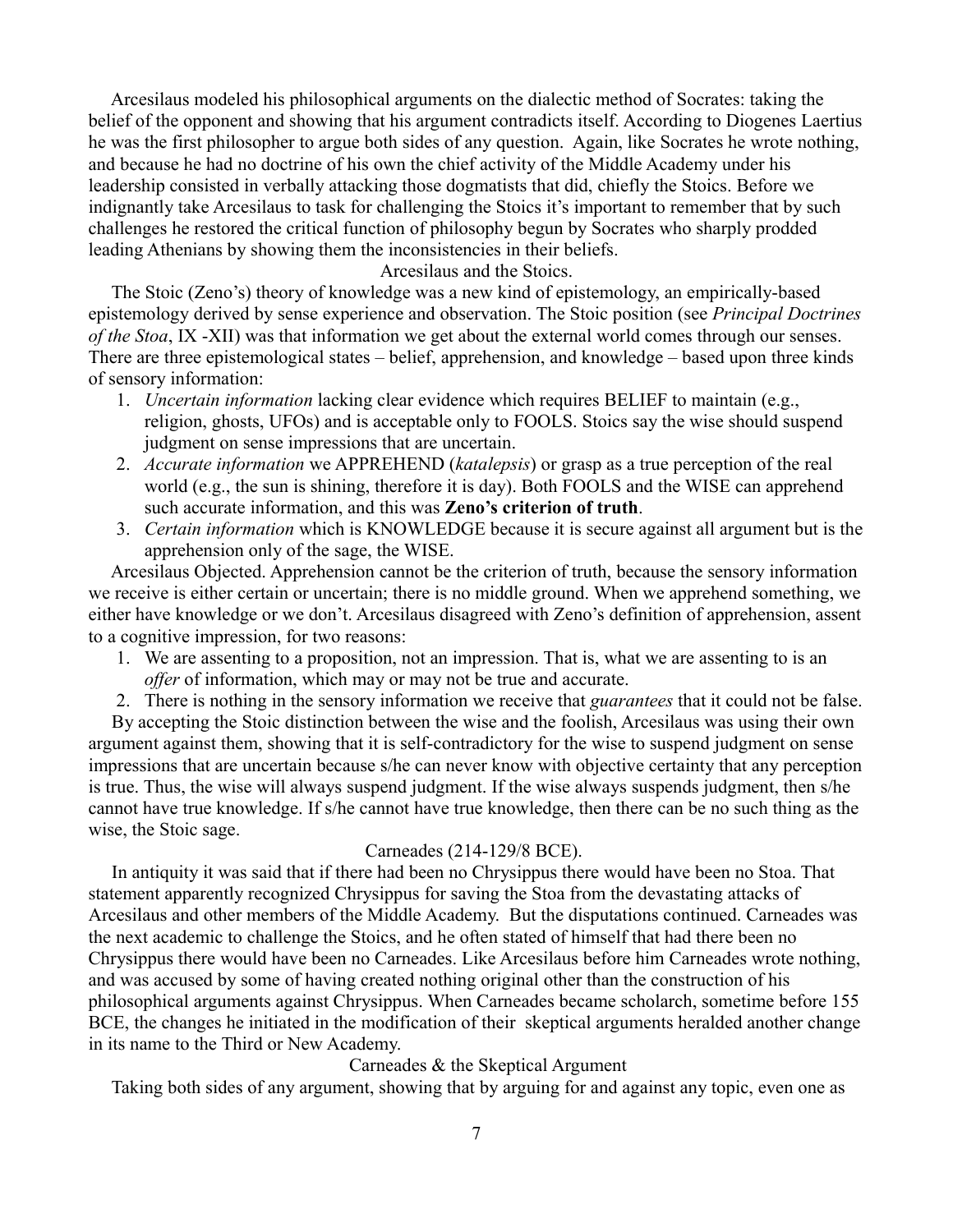Arcesilaus modeled his philosophical arguments on the dialectic method of Socrates: taking the belief of the opponent and showing that his argument contradicts itself. According to Diogenes Laertius he was the first philosopher to argue both sides of any question. Again, like Socrates he wrote nothing, and because he had no doctrine of his own the chief activity of the Middle Academy under his leadership consisted in verbally attacking those dogmatists that did, chiefly the Stoics. Before we indignantly take Arcesilaus to task for challenging the Stoics it's important to remember that by such challenges he restored the critical function of philosophy begun by Socrates who sharply prodded leading Athenians by showing them the inconsistencies in their beliefs.

### Arcesilaus and the Stoics.

The Stoic (Zeno's) theory of knowledge was a new kind of epistemology, an empirically-based epistemology derived by sense experience and observation. The Stoic position (see *Principal Doctrines of the Stoa*, IX -XII) was that information we get about the external world comes through our senses. There are three epistemological states – belief, apprehension, and knowledge – based upon three kinds of sensory information:

1. *Uncertain information* lacking clear evidence which requires BELIEF to maintain (e.g., religion, ghosts, UFOs) and is acceptable only to FOOLS. Stoics say the wise should suspend judgment on sense impressions that are uncertain.
2. *Accurate information* we APPREHEND (*katalepsis*) or grasp as a true perception of the real world (e.g., the sun is shining, therefore it is day). Both FOOLS and the WISE can apprehend such accurate information, and this was **Zeno's criterion of truth**.
3. *Certain information* which is KNOWLEDGE because it is secure against all argument but is the apprehension only of the sage, the WISE.

Arcesilaus Objected. Apprehension cannot be the criterion of truth, because the sensory information we receive is either certain or uncertain; there is no middle ground. When we apprehend something, we either have knowledge or we don't. Arcesilaus disagreed with Zeno's definition of apprehension, assent to a cognitive impression, for two reasons:

1. We are assenting to a proposition, not an impression. That is, what we are assenting to is an *offer* of information, which may or may not be true and accurate.
2. There is nothing in the sensory information we receive that *guarantees* that it could not be false.

By accepting the Stoic distinction between the wise and the foolish, Arcesilaus was using their own argument against them, showing that it is self-contradictory for the wise to suspend judgment on sense impressions that are uncertain because s/he can never know with objective certainty that any perception is true. Thus, the wise will always suspend judgment. If the wise always suspends judgment, then s/he cannot have true knowledge. If s/he cannot have true knowledge, then there can be no such thing as the wise, the Stoic sage.

### Carneades (214-129/8 BCE).

In antiquity it was said that if there had been no Chrysippus there would have been no Stoa. That statement apparently recognized Chrysippus for saving the Stoa from the devastating attacks of Arcesilaus and other members of the Middle Academy. But the disputations continued. Carneades was the next academic to challenge the Stoics, and he often stated of himself that had there been no Chrysippus there would have been no Carneades. Like Arcesilaus before him Carneades wrote nothing, and was accused by some of having created nothing original other than the construction of his philosophical arguments against Chrysippus. When Carneades became scholarch, sometime before 155 BCE, the changes he initiated in the modification of their skeptical arguments heralded another change in its name to the Third or New Academy.

### Carneades & the Skeptical Argument

Taking both sides of any argument, showing that by arguing for and against any topic, even one as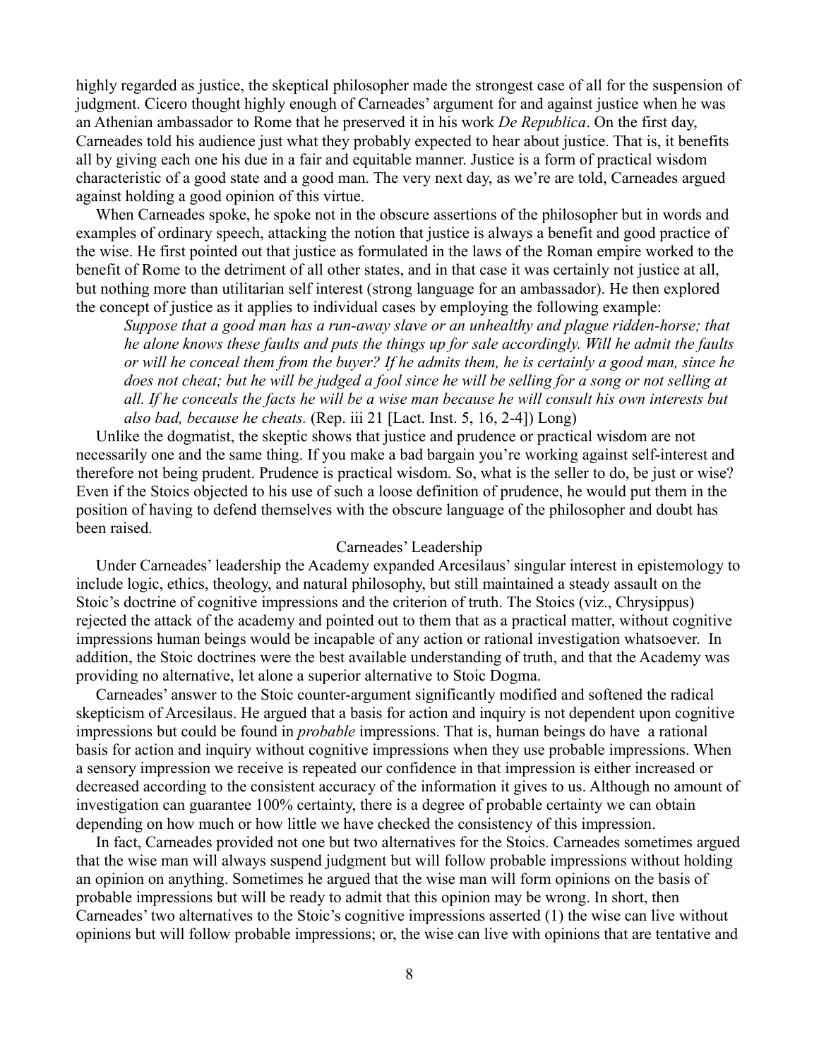highly regarded as justice, the skeptical philosopher made the strongest case of all for the suspension of judgment. Cicero thought highly enough of Carneades' argument for and against justice when he was an Athenian ambassador to Rome that he preserved it in his work *De Republica*. On the first day, Carneades told his audience just what they probably expected to hear about justice. That is, it benefits all by giving each one his due in a fair and equitable manner. Justice is a form of practical wisdom characteristic of a good state and a good man. The very next day, as we're are told, Carneades argued against holding a good opinion of this virtue.

When Carneades spoke, he spoke not in the obscure assertions of the philosopher but in words and examples of ordinary speech, attacking the notion that justice is always a benefit and good practice of the wise. He first pointed out that justice as formulated in the laws of the Roman empire worked to the benefit of Rome to the detriment of all other states, and in that case it was certainly not justice at all, but nothing more than utilitarian self interest (strong language for an ambassador). He then explored the concept of justice as it applies to individual cases by employing the following example:

> *Suppose that a good man has a run-away slave or an unhealthy and plague ridden-horse; that he alone knows these faults and puts the things up for sale accordingly. Will he admit the faults or will he conceal them from the buyer? If he admits them, he is certainly a good man, since he does not cheat; but he will be judged a fool since he will be selling for a song or not selling at all. If he conceals the facts he will be a wise man because he will consult his own interests but also bad, because he cheats.* (Rep. iii 21 [Lact. Inst. 5, 16, 2-4]) Long)

Unlike the dogmatist, the skeptic shows that justice and prudence or practical wisdom are not necessarily one and the same thing. If you make a bad bargain you're working against self-interest and therefore not being prudent. Prudence is practical wisdom. So, what is the seller to do, be just or wise? Even if the Stoics objected to his use of such a loose definition of prudence, he would put them in the position of having to defend themselves with the obscure language of the philosopher and doubt has been raised.

## Carneades' Leadership

Under Carneades' leadership the Academy expanded Arcesilaus' singular interest in epistemology to include logic, ethics, theology, and natural philosophy, but still maintained a steady assault on the Stoic's doctrine of cognitive impressions and the criterion of truth. The Stoics (viz., Chrysippus) rejected the attack of the academy and pointed out to them that as a practical matter, without cognitive impressions human beings would be incapable of any action or rational investigation whatsoever. In addition, the Stoic doctrines were the best available understanding of truth, and that the Academy was providing no alternative, let alone a superior alternative to Stoic Dogma.

Carneades' answer to the Stoic counter-argument significantly modified and softened the radical skepticism of Arcesilaus. He argued that a basis for action and inquiry is not dependent upon cognitive impressions but could be found in *probable* impressions. That is, human beings do have a rational basis for action and inquiry without cognitive impressions when they use probable impressions. When a sensory impression we receive is repeated our confidence in that impression is either increased or decreased according to the consistent accuracy of the information it gives to us. Although no amount of investigation can guarantee 100% certainty, there is a degree of probable certainty we can obtain depending on how much or how little we have checked the consistency of this impression.

In fact, Carneades provided not one but two alternatives for the Stoics. Carneades sometimes argued that the wise man will always suspend judgment but will follow probable impressions without holding an opinion on anything. Sometimes he argued that the wise man will form opinions on the basis of probable impressions but will be ready to admit that this opinion may be wrong. In short, then Carneades' two alternatives to the Stoic's cognitive impressions asserted (1) the wise can live without opinions but will follow probable impressions; or, the wise can live with opinions that are tentative and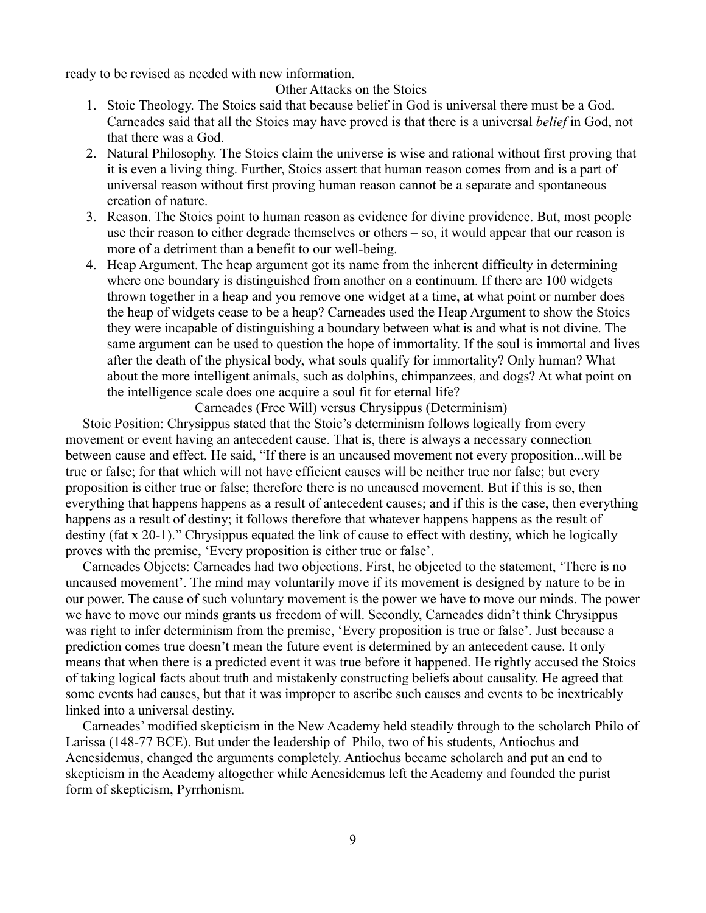ready to be revised as needed with new information.

## Other Attacks on the Stoics

1. Stoic Theology. The Stoics said that because belief in God is universal there must be a God. Carneades said that all the Stoics may have proved is that there is a universal *belief* in God, not that there was a God.
2. Natural Philosophy. The Stoics claim the universe is wise and rational without first proving that it is even a living thing. Further, Stoics assert that human reason comes from and is a part of universal reason without first proving human reason cannot be a separate and spontaneous creation of nature.
3. Reason. The Stoics point to human reason as evidence for divine providence. But, most people use their reason to either degrade themselves or others – so, it would appear that our reason is more of a detriment than a benefit to our well-being.
4. Heap Argument. The heap argument got its name from the inherent difficulty in determining where one boundary is distinguished from another on a continuum. If there are 100 widgets thrown together in a heap and you remove one widget at a time, at what point or number does the heap of widgets cease to be a heap? Carneades used the Heap Argument to show the Stoics they were incapable of distinguishing a boundary between what is and what is not divine. The same argument can be used to question the hope of immortality. If the soul is immortal and lives after the death of the physical body, what souls qualify for immortality? Only human? What about the more intelligent animals, such as dolphins, chimpanzees, and dogs? At what point on the intelligence scale does one acquire a soul fit for eternal life?

## Carneades (Free Will) versus Chrysippus (Determinism)

Stoic Position: Chrysippus stated that the Stoic's determinism follows logically from every movement or event having an antecedent cause. That is, there is always a necessary connection between cause and effect. He said, "If there is an uncaused movement not every proposition...will be true or false; for that which will not have efficient causes will be neither true nor false; but every proposition is either true or false; therefore there is no uncaused movement. But if this is so, then everything that happens happens as a result of antecedent causes; and if this is the case, then everything happens as a result of destiny; it follows therefore that whatever happens happens as the result of destiny (fat x 20-1)." Chrysippus equated the link of cause to effect with destiny, which he logically proves with the premise, 'Every proposition is either true or false'.

Carneades Objects: Carneades had two objections. First, he objected to the statement, 'There is no uncaused movement'. The mind may voluntarily move if its movement is designed by nature to be in our power. The cause of such voluntary movement is the power we have to move our minds. The power we have to move our minds grants us freedom of will. Secondly, Carneades didn't think Chrysippus was right to infer determinism from the premise, 'Every proposition is true or false'. Just because a prediction comes true doesn't mean the future event is determined by an antecedent cause. It only means that when there is a predicted event it was true before it happened. He rightly accused the Stoics of taking logical facts about truth and mistakenly constructing beliefs about causality. He agreed that some events had causes, but that it was improper to ascribe such causes and events to be inextricably linked into a universal destiny.

Carneades' modified skepticism in the New Academy held steadily through to the scholarch Philo of Larissa (148-77 BCE). But under the leadership of Philo, two of his students, Antiochus and Aenesidemus, changed the arguments completely. Antiochus became scholarch and put an end to skepticism in the Academy altogether while Aenesidemus left the Academy and founded the purist form of skepticism, Pyrrhonism.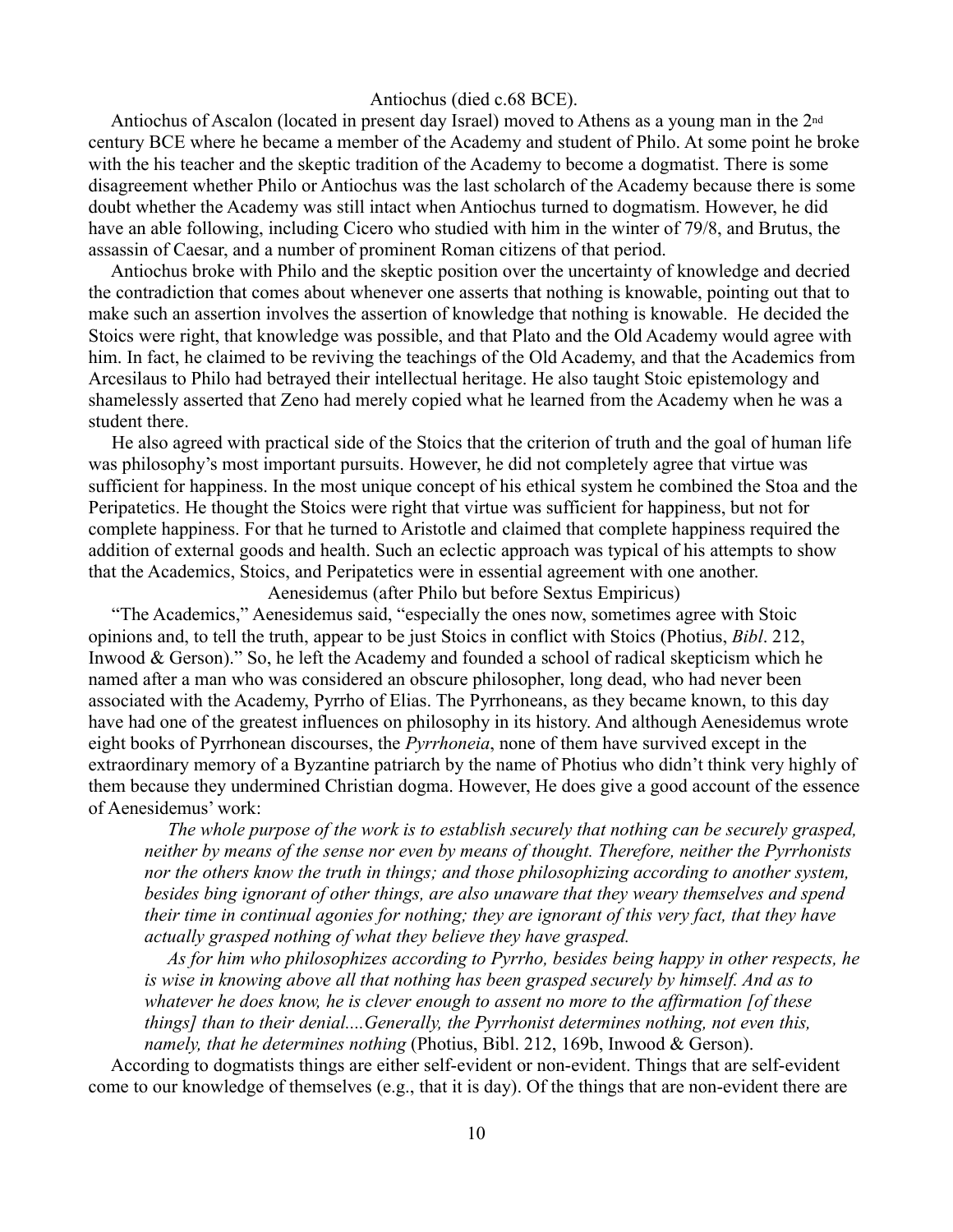## Antiochus (died c.68 BCE).

Antiochus of Ascalon (located in present day Israel) moved to Athens as a young man in the 2nd century BCE where he became a member of the Academy and student of Philo. At some point he broke with the his teacher and the skeptic tradition of the Academy to become a dogmatist. There is some disagreement whether Philo or Antiochus was the last scholarch of the Academy because there is some doubt whether the Academy was still intact when Antiochus turned to dogmatism. However, he did have an able following, including Cicero who studied with him in the winter of 79/8, and Brutus, the assassin of Caesar, and a number of prominent Roman citizens of that period.

Antiochus broke with Philo and the skeptic position over the uncertainty of knowledge and decried the contradiction that comes about whenever one asserts that nothing is knowable, pointing out that to make such an assertion involves the assertion of knowledge that nothing is knowable. He decided the Stoics were right, that knowledge was possible, and that Plato and the Old Academy would agree with him. In fact, he claimed to be reviving the teachings of the Old Academy, and that the Academics from Arcesilaus to Philo had betrayed their intellectual heritage. He also taught Stoic epistemology and shamelessly asserted that Zeno had merely copied what he learned from the Academy when he was a student there.

He also agreed with practical side of the Stoics that the criterion of truth and the goal of human life was philosophy's most important pursuits. However, he did not completely agree that virtue was sufficient for happiness. In the most unique concept of his ethical system he combined the Stoa and the Peripatetics. He thought the Stoics were right that virtue was sufficient for happiness, but not for complete happiness. For that he turned to Aristotle and claimed that complete happiness required the addition of external goods and health. Such an eclectic approach was typical of his attempts to show that the Academics, Stoics, and Peripatetics were in essential agreement with one another.

## Aenesidemus (after Philo but before Sextus Empiricus)

"The Academics," Aenesidemus said, "especially the ones now, sometimes agree with Stoic opinions and, to tell the truth, appear to be just Stoics in conflict with Stoics (Photius, *Bibl*. 212, Inwood & Gerson)." So, he left the Academy and founded a school of radical skepticism which he named after a man who was considered an obscure philosopher, long dead, who had never been associated with the Academy, Pyrrho of Elias. The Pyrrhoneans, as they became known, to this day have had one of the greatest influences on philosophy in its history. And although Aenesidemus wrote eight books of Pyrrhonean discourses, the *Pyrrhoneia*, none of them have survived except in the extraordinary memory of a Byzantine patriarch by the name of Photius who didn't think very highly of them because they undermined Christian dogma. However, He does give a good account of the essence of Aenesidemus' work:

> *The whole purpose of the work is to establish securely that nothing can be securely grasped, neither by means of the sense nor even by means of thought. Therefore, neither the Pyrrhonists nor the others know the truth in things; and those philosophizing according to another system, besides bing ignorant of other things, are also unaware that they weary themselves and spend their time in continual agonies for nothing; they are ignorant of this very fact, that they have actually grasped nothing of what they believe they have grasped.*
>
> *As for him who philosophizes according to Pyrrho, besides being happy in other respects, he is wise in knowing above all that nothing has been grasped securely by himself. And as to whatever he does know, he is clever enough to assent no more to the affirmation [of these things] than to their denial....Generally, the Pyrrhonist determines nothing, not even this, namely, that he determines nothing* (Photius, Bibl. 212, 169b, Inwood & Gerson).

According to dogmatists things are either self-evident or non-evident. Things that are self-evident come to our knowledge of themselves (e.g., that it is day). Of the things that are non-evident there are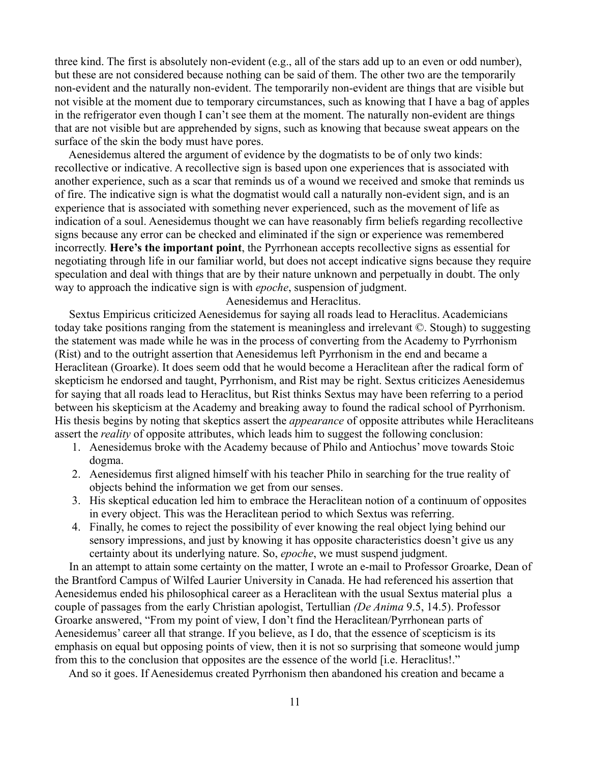three kind. The first is absolutely non-evident (e.g., all of the stars add up to an even or odd number), but these are not considered because nothing can be said of them. The other two are the temporarily non-evident and the naturally non-evident. The temporarily non-evident are things that are visible but not visible at the moment due to temporary circumstances, such as knowing that I have a bag of apples in the refrigerator even though I can't see them at the moment. The naturally non-evident are things that are not visible but are apprehended by signs, such as knowing that because sweat appears on the surface of the skin the body must have pores.

Aenesidemus altered the argument of evidence by the dogmatists to be of only two kinds: recollective or indicative. A recollective sign is based upon one experiences that is associated with another experience, such as a scar that reminds us of a wound we received and smoke that reminds us of fire. The indicative sign is what the dogmatist would call a naturally non-evident sign, and is an experience that is associated with something never experienced, such as the movement of life as indication of a soul. Aenesidemus thought we can have reasonably firm beliefs regarding recollective signs because any error can be checked and eliminated if the sign or experience was remembered incorrectly. **Here's the important point**, the Pyrrhonean accepts recollective signs as essential for negotiating through life in our familiar world, but does not accept indicative signs because they require speculation and deal with things that are by their nature unknown and perpetually in doubt. The only way to approach the indicative sign is with *epoche*, suspension of judgment.

Aenesidemus and Heraclitus.

Sextus Empiricus criticized Aenesidemus for saying all roads lead to Heraclitus. Academicians today take positions ranging from the statement is meaningless and irrelevant ©. Stough) to suggesting the statement was made while he was in the process of converting from the Academy to Pyrrhonism (Rist) and to the outright assertion that Aenesidemus left Pyrrhonism in the end and became a Heraclitean (Groarke). It does seem odd that he would become a Heraclitean after the radical form of skepticism he endorsed and taught, Pyrrhonism, and Rist may be right. Sextus criticizes Aenesidemus for saying that all roads lead to Heraclitus, but Rist thinks Sextus may have been referring to a period between his skepticism at the Academy and breaking away to found the radical school of Pyrrhonism. His thesis begins by noting that skeptics assert the *appearance* of opposite attributes while Heracliteans assert the *reality* of opposite attributes, which leads him to suggest the following conclusion:

1. Aenesidemus broke with the Academy because of Philo and Antiochus' move towards Stoic dogma.
2. Aenesidemus first aligned himself with his teacher Philo in searching for the true reality of objects behind the information we get from our senses.
3. His skeptical education led him to embrace the Heraclitean notion of a continuum of opposites in every object. This was the Heraclitean period to which Sextus was referring.
4. Finally, he comes to reject the possibility of ever knowing the real object lying behind our sensory impressions, and just by knowing it has opposite characteristics doesn't give us any certainty about its underlying nature. So, *epoche*, we must suspend judgment.

In an attempt to attain some certainty on the matter, I wrote an e-mail to Professor Groarke, Dean of the Brantford Campus of Wilfed Laurier University in Canada. He had referenced his assertion that Aenesidemus ended his philosophical career as a Heraclitean with the usual Sextus material plus a couple of passages from the early Christian apologist, Tertullian *(De Anima* 9.5, 14.5). Professor Groarke answered, "From my point of view, I don't find the Heraclitean/Pyrrhonean parts of Aenesidemus' career all that strange. If you believe, as I do, that the essence of scepticism is its emphasis on equal but opposing points of view, then it is not so surprising that someone would jump from this to the conclusion that opposites are the essence of the world [i.e. Heraclitus!."

And so it goes. If Aenesidemus created Pyrrhonism then abandoned his creation and became a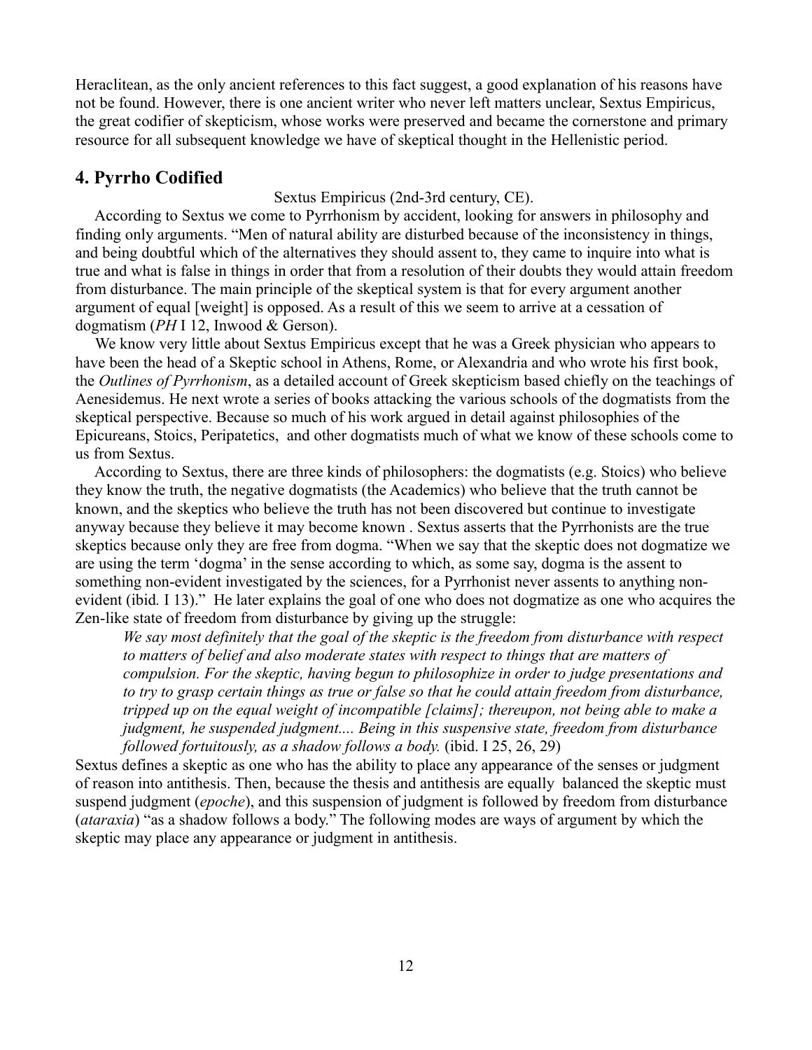Heraclitean, as the only ancient references to this fact suggest, a good explanation of his reasons have not be found. However, there is one ancient writer who never left matters unclear, Sextus Empiricus, the great codifier of skepticism, whose works were preserved and became the cornerstone and primary resource for all subsequent knowledge we have of skeptical thought in the Hellenistic period.

## 4. Pyrrho Codified

Sextus Empiricus (2nd-3rd century, CE).

According to Sextus we come to Pyrrhonism by accident, looking for answers in philosophy and finding only arguments. "Men of natural ability are disturbed because of the inconsistency in things, and being doubtful which of the alternatives they should assent to, they came to inquire into what is true and what is false in things in order that from a resolution of their doubts they would attain freedom from disturbance. The main principle of the skeptical system is that for every argument another argument of equal [weight] is opposed. As a result of this we seem to arrive at a cessation of dogmatism (*PH* I 12, Inwood & Gerson).

We know very little about Sextus Empiricus except that he was a Greek physician who appears to have been the head of a Skeptic school in Athens, Rome, or Alexandria and who wrote his first book, the *Outlines of Pyrrhonism*, as a detailed account of Greek skepticism based chiefly on the teachings of Aenesidemus. He next wrote a series of books attacking the various schools of the dogmatists from the skeptical perspective. Because so much of his work argued in detail against philosophies of the Epicureans, Stoics, Peripatetics, and other dogmatists much of what we know of these schools come to us from Sextus.

According to Sextus, there are three kinds of philosophers: the dogmatists (e.g. Stoics) who believe they know the truth, the negative dogmatists (the Academics) who believe that the truth cannot be known, and the skeptics who believe the truth has not been discovered but continue to investigate anyway because they believe it may become known . Sextus asserts that the Pyrrhonists are the true skeptics because only they are free from dogma. "When we say that the skeptic does not dogmatize we are using the term 'dogma' in the sense according to which, as some say, dogma is the assent to something non-evident investigated by the sciences, for a Pyrrhonist never assents to anything non-evident (ibid. I 13)." He later explains the goal of one who does not dogmatize as one who acquires the Zen-like state of freedom from disturbance by giving up the struggle:

> *We say most definitely that the goal of the skeptic is the freedom from disturbance with respect to matters of belief and also moderate states with respect to things that are matters of compulsion. For the skeptic, having begun to philosophize in order to judge presentations and to try to grasp certain things as true or false so that he could attain freedom from disturbance, tripped up on the equal weight of incompatible [claims]; thereupon, not being able to make a judgment, he suspended judgment.... Being in this suspensive state, freedom from disturbance followed fortuitously, as a shadow follows a body.* (ibid. I 25, 26, 29)

Sextus defines a skeptic as one who has the ability to place any appearance of the senses or judgment of reason into antithesis. Then, because the thesis and antithesis are equally balanced the skeptic must suspend judgment (*epoche*), and this suspension of judgment is followed by freedom from disturbance (*ataraxia*) "as a shadow follows a body." The following modes are ways of argument by which the skeptic may place any appearance or judgment in antithesis.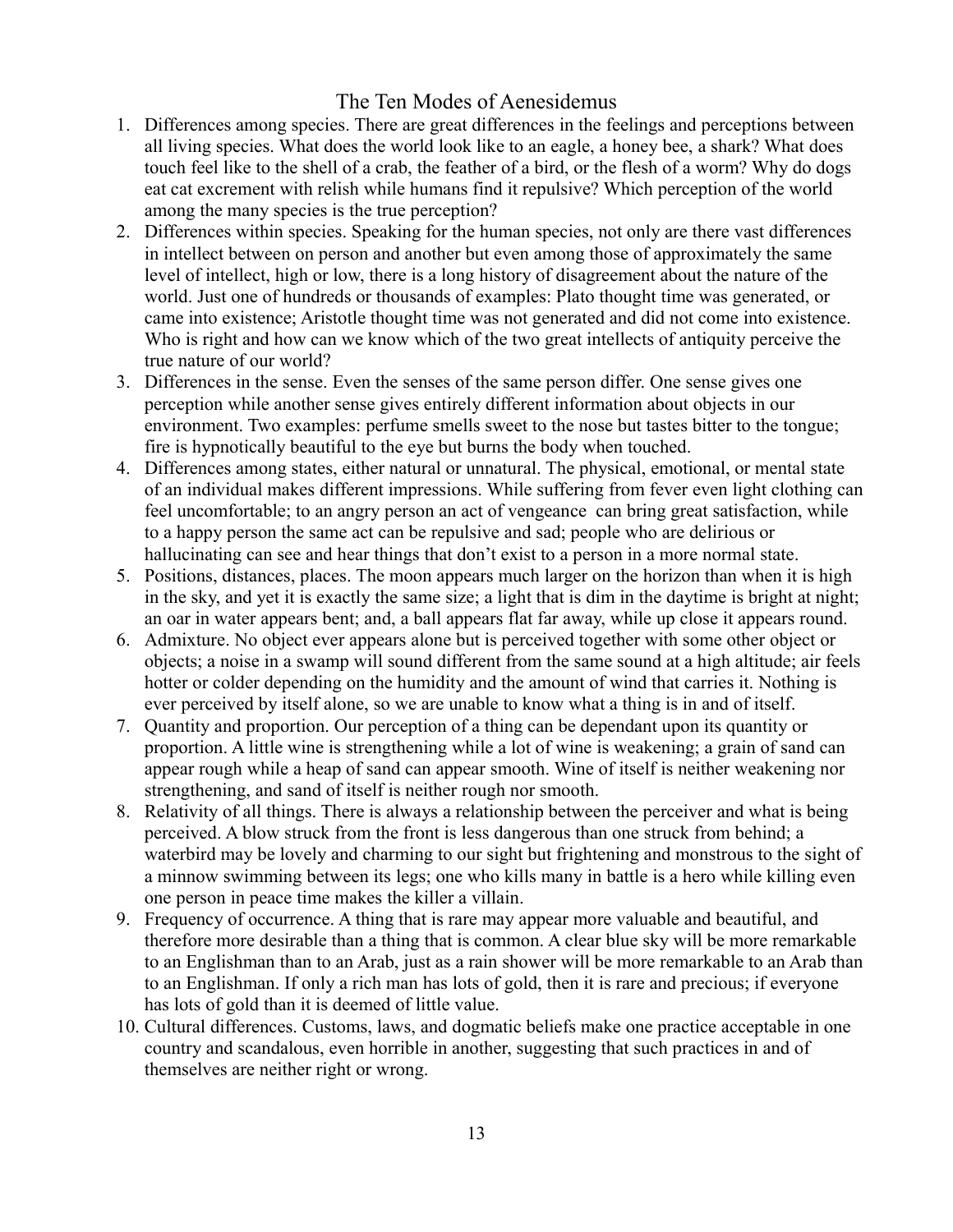# The Ten Modes of Aenesidemus

1. Differences among species. There are great differences in the feelings and perceptions between all living species. What does the world look like to an eagle, a honey bee, a shark? What does touch feel like to the shell of a crab, the feather of a bird, or the flesh of a worm? Why do dogs eat cat excrement with relish while humans find it repulsive? Which perception of the world among the many species is the true perception?
2. Differences within species. Speaking for the human species, not only are there vast differences in intellect between on person and another but even among those of approximately the same level of intellect, high or low, there is a long history of disagreement about the nature of the world. Just one of hundreds or thousands of examples: Plato thought time was generated, or came into existence; Aristotle thought time was not generated and did not come into existence. Who is right and how can we know which of the two great intellects of antiquity perceive the true nature of our world?
3. Differences in the sense. Even the senses of the same person differ. One sense gives one perception while another sense gives entirely different information about objects in our environment. Two examples: perfume smells sweet to the nose but tastes bitter to the tongue; fire is hypnotically beautiful to the eye but burns the body when touched.
4. Differences among states, either natural or unnatural. The physical, emotional, or mental state of an individual makes different impressions. While suffering from fever even light clothing can feel uncomfortable; to an angry person an act of vengeance can bring great satisfaction, while to a happy person the same act can be repulsive and sad; people who are delirious or hallucinating can see and hear things that don't exist to a person in a more normal state.
5. Positions, distances, places. The moon appears much larger on the horizon than when it is high in the sky, and yet it is exactly the same size; a light that is dim in the daytime is bright at night; an oar in water appears bent; and, a ball appears flat far away, while up close it appears round.
6. Admixture. No object ever appears alone but is perceived together with some other object or objects; a noise in a swamp will sound different from the same sound at a high altitude; air feels hotter or colder depending on the humidity and the amount of wind that carries it. Nothing is ever perceived by itself alone, so we are unable to know what a thing is in and of itself.
7. Quantity and proportion. Our perception of a thing can be dependant upon its quantity or proportion. A little wine is strengthening while a lot of wine is weakening; a grain of sand can appear rough while a heap of sand can appear smooth. Wine of itself is neither weakening nor strengthening, and sand of itself is neither rough nor smooth.
8. Relativity of all things. There is always a relationship between the perceiver and what is being perceived. A blow struck from the front is less dangerous than one struck from behind; a waterbird may be lovely and charming to our sight but frightening and monstrous to the sight of a minnow swimming between its legs; one who kills many in battle is a hero while killing even one person in peace time makes the killer a villain.
9. Frequency of occurrence. A thing that is rare may appear more valuable and beautiful, and therefore more desirable than a thing that is common. A clear blue sky will be more remarkable to an Englishman than to an Arab, just as a rain shower will be more remarkable to an Arab than to an Englishman. If only a rich man has lots of gold, then it is rare and precious; if everyone has lots of gold than it is deemed of little value.
10. Cultural differences. Customs, laws, and dogmatic beliefs make one practice acceptable in one country and scandalous, even horrible in another, suggesting that such practices in and of themselves are neither right or wrong.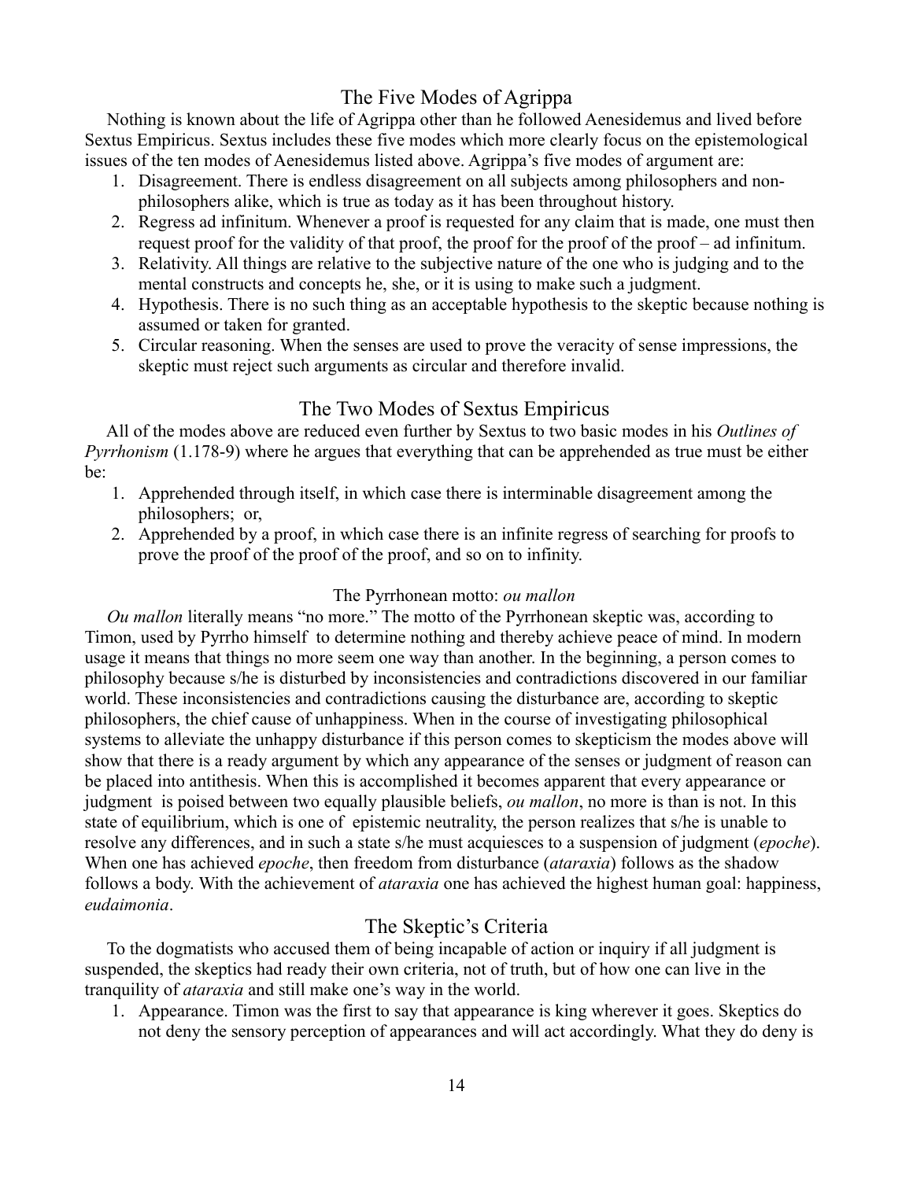## The Five Modes of Agrippa

Nothing is known about the life of Agrippa other than he followed Aenesidemus and lived before Sextus Empiricus. Sextus includes these five modes which more clearly focus on the epistemological issues of the ten modes of Aenesidemus listed above. Agrippa's five modes of argument are:

1. Disagreement. There is endless disagreement on all subjects among philosophers and non-philosophers alike, which is true as today as it has been throughout history.
2. Regress ad infinitum. Whenever a proof is requested for any claim that is made, one must then request proof for the validity of that proof, the proof for the proof of the proof – ad infinitum.
3. Relativity. All things are relative to the subjective nature of the one who is judging and to the mental constructs and concepts he, she, or it is using to make such a judgment.
4. Hypothesis. There is no such thing as an acceptable hypothesis to the skeptic because nothing is assumed or taken for granted.
5. Circular reasoning. When the senses are used to prove the veracity of sense impressions, the skeptic must reject such arguments as circular and therefore invalid.

## The Two Modes of Sextus Empiricus

All of the modes above are reduced even further by Sextus to two basic modes in his *Outlines of Pyrrhonism* (1.178-9) where he argues that everything that can be apprehended as true must be either be:

1. Apprehended through itself, in which case there is interminable disagreement among the philosophers; or,
2. Apprehended by a proof, in which case there is an infinite regress of searching for proofs to prove the proof of the proof of the proof, and so on to infinity.

### The Pyrrhonean motto: *ou mallon*

*Ou mallon* literally means "no more." The motto of the Pyrrhonean skeptic was, according to Timon, used by Pyrrho himself to determine nothing and thereby achieve peace of mind. In modern usage it means that things no more seem one way than another. In the beginning, a person comes to philosophy because s/he is disturbed by inconsistencies and contradictions discovered in our familiar world. These inconsistencies and contradictions causing the disturbance are, according to skeptic philosophers, the chief cause of unhappiness. When in the course of investigating philosophical systems to alleviate the unhappy disturbance if this person comes to skepticism the modes above will show that there is a ready argument by which any appearance of the senses or judgment of reason can be placed into antithesis. When this is accomplished it becomes apparent that every appearance or judgment is poised between two equally plausible beliefs, *ou mallon*, no more is than is not. In this state of equilibrium, which is one of epistemic neutrality, the person realizes that s/he is unable to resolve any differences, and in such a state s/he must acquiesces to a suspension of judgment (*epoche*). When one has achieved *epoche*, then freedom from disturbance (*ataraxia*) follows as the shadow follows a body. With the achievement of *ataraxia* one has achieved the highest human goal: happiness, *eudaimonia*.

## The Skeptic's Criteria

To the dogmatists who accused them of being incapable of action or inquiry if all judgment is suspended, the skeptics had ready their own criteria, not of truth, but of how one can live in the tranquility of *ataraxia* and still make one's way in the world.

1. Appearance. Timon was the first to say that appearance is king wherever it goes. Skeptics do not deny the sensory perception of appearances and will act accordingly. What they do deny is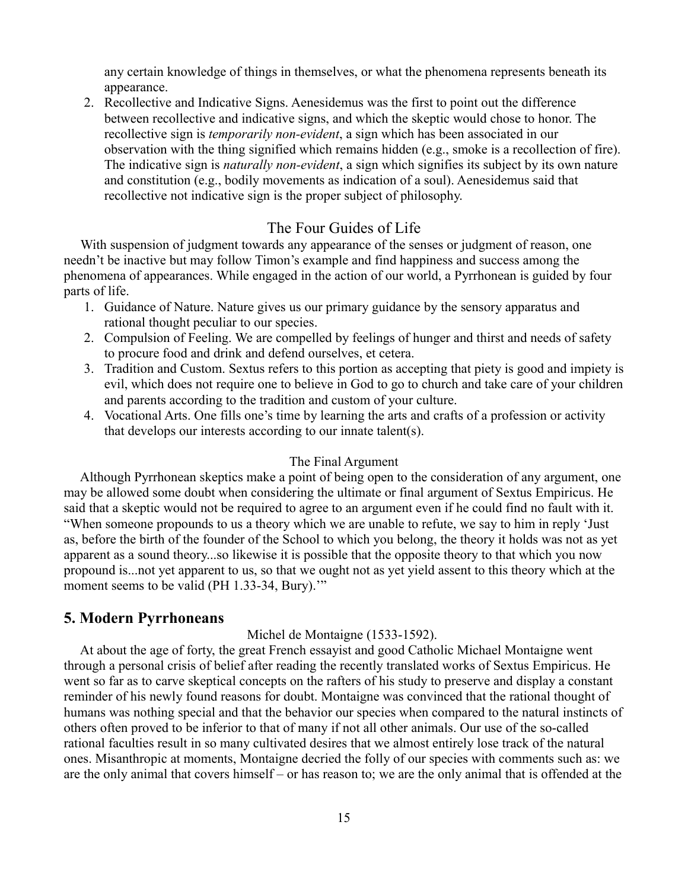any certain knowledge of things in themselves, or what the phenomena represents beneath its appearance.

2. Recollective and Indicative Signs. Aenesidemus was the first to point out the difference between recollective and indicative signs, and which the skeptic would chose to honor. The recollective sign is *temporarily non-evident*, a sign which has been associated in our observation with the thing signified which remains hidden (e.g., smoke is a recollection of fire). The indicative sign is *naturally non-evident*, a sign which signifies its subject by its own nature and constitution (e.g., bodily movements as indication of a soul). Aenesidemus said that recollective not indicative sign is the proper subject of philosophy.

### The Four Guides of Life

With suspension of judgment towards any appearance of the senses or judgment of reason, one needn't be inactive but may follow Timon's example and find happiness and success among the phenomena of appearances. While engaged in the action of our world, a Pyrrhonean is guided by four parts of life.

1. Guidance of Nature. Nature gives us our primary guidance by the sensory apparatus and rational thought peculiar to our species.
2. Compulsion of Feeling. We are compelled by feelings of hunger and thirst and needs of safety to procure food and drink and defend ourselves, et cetera.
3. Tradition and Custom. Sextus refers to this portion as accepting that piety is good and impiety is evil, which does not require one to believe in God to go to church and take care of your children and parents according to the tradition and custom of your culture.
4. Vocational Arts. One fills one's time by learning the arts and crafts of a profession or activity that develops our interests according to our innate talent(s).

#### The Final Argument

Although Pyrrhonean skeptics make a point of being open to the consideration of any argument, one may be allowed some doubt when considering the ultimate or final argument of Sextus Empiricus. He said that a skeptic would not be required to agree to an argument even if he could find no fault with it. "When someone propounds to us a theory which we are unable to refute, we say to him in reply 'Just as, before the birth of the founder of the School to which you belong, the theory it holds was not as yet apparent as a sound theory...so likewise it is possible that the opposite theory to that which you now propound is...not yet apparent to us, so that we ought not as yet yield assent to this theory which at the moment seems to be valid (PH 1.33-34, Bury).'"

## 5. Modern Pyrrhoneans

#### Michel de Montaigne (1533-1592).

At about the age of forty, the great French essayist and good Catholic Michael Montaigne went through a personal crisis of belief after reading the recently translated works of Sextus Empiricus. He went so far as to carve skeptical concepts on the rafters of his study to preserve and display a constant reminder of his newly found reasons for doubt. Montaigne was convinced that the rational thought of humans was nothing special and that the behavior our species when compared to the natural instincts of others often proved to be inferior to that of many if not all other animals. Our use of the so-called rational faculties result in so many cultivated desires that we almost entirely lose track of the natural ones. Misanthropic at moments, Montaigne decried the folly of our species with comments such as: we are the only animal that covers himself – or has reason to; we are the only animal that is offended at the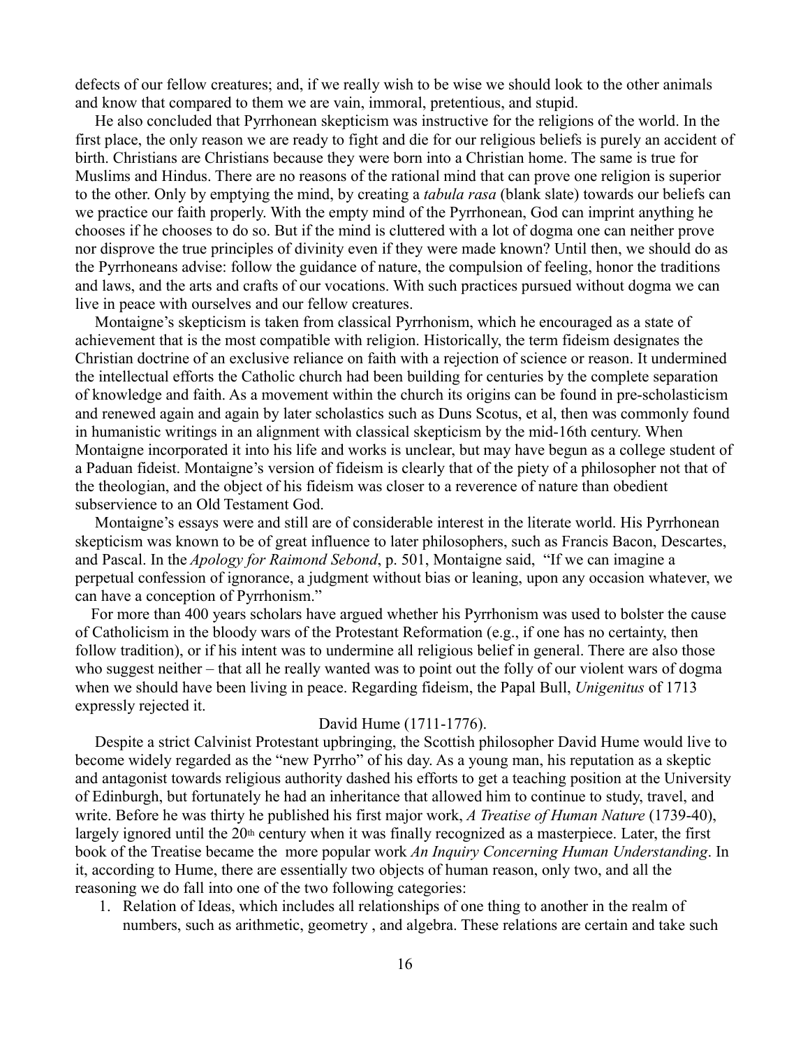defects of our fellow creatures; and, if we really wish to be wise we should look to the other animals and know that compared to them we are vain, immoral, pretentious, and stupid.

He also concluded that Pyrrhonean skepticism was instructive for the religions of the world. In the first place, the only reason we are ready to fight and die for our religious beliefs is purely an accident of birth. Christians are Christians because they were born into a Christian home. The same is true for Muslims and Hindus. There are no reasons of the rational mind that can prove one religion is superior to the other. Only by emptying the mind, by creating a *tabula rasa* (blank slate) towards our beliefs can we practice our faith properly. With the empty mind of the Pyrrhonean, God can imprint anything he chooses if he chooses to do so. But if the mind is cluttered with a lot of dogma one can neither prove nor disprove the true principles of divinity even if they were made known? Until then, we should do as the Pyrrhoneans advise: follow the guidance of nature, the compulsion of feeling, honor the traditions and laws, and the arts and crafts of our vocations. With such practices pursued without dogma we can live in peace with ourselves and our fellow creatures.

Montaigne's skepticism is taken from classical Pyrrhonism, which he encouraged as a state of achievement that is the most compatible with religion. Historically, the term fideism designates the Christian doctrine of an exclusive reliance on faith with a rejection of science or reason. It undermined the intellectual efforts the Catholic church had been building for centuries by the complete separation of knowledge and faith. As a movement within the church its origins can be found in pre-scholasticism and renewed again and again by later scholastics such as Duns Scotus, et al, then was commonly found in humanistic writings in an alignment with classical skepticism by the mid-16th century. When Montaigne incorporated it into his life and works is unclear, but may have begun as a college student of a Paduan fideist. Montaigne's version of fideism is clearly that of the piety of a philosopher not that of the theologian, and the object of his fideism was closer to a reverence of nature than obedient subservience to an Old Testament God.

Montaigne's essays were and still are of considerable interest in the literate world. His Pyrrhonean skepticism was known to be of great influence to later philosophers, such as Francis Bacon, Descartes, and Pascal. In the *Apology for Raimond Sebond*, p. 501, Montaigne said, "If we can imagine a perpetual confession of ignorance, a judgment without bias or leaning, upon any occasion whatever, we can have a conception of Pyrrhonism."

For more than 400 years scholars have argued whether his Pyrrhonism was used to bolster the cause of Catholicism in the bloody wars of the Protestant Reformation (e.g., if one has no certainty, then follow tradition), or if his intent was to undermine all religious belief in general. There are also those who suggest neither – that all he really wanted was to point out the folly of our violent wars of dogma when we should have been living in peace. Regarding fideism, the Papal Bull, *Unigenitus* of 1713 expressly rejected it.

### David Hume (1711-1776).

Despite a strict Calvinist Protestant upbringing, the Scottish philosopher David Hume would live to become widely regarded as the "new Pyrrho" of his day. As a young man, his reputation as a skeptic and antagonist towards religious authority dashed his efforts to get a teaching position at the University of Edinburgh, but fortunately he had an inheritance that allowed him to continue to study, travel, and write. Before he was thirty he published his first major work, *A Treatise of Human Nature* (1739-40), largely ignored until the 20th century when it was finally recognized as a masterpiece. Later, the first book of the Treatise became the more popular work *An Inquiry Concerning Human Understanding*. In it, according to Hume, there are essentially two objects of human reason, only two, and all the reasoning we do fall into one of the two following categories:

1. Relation of Ideas, which includes all relationships of one thing to another in the realm of numbers, such as arithmetic, geometry , and algebra. These relations are certain and take such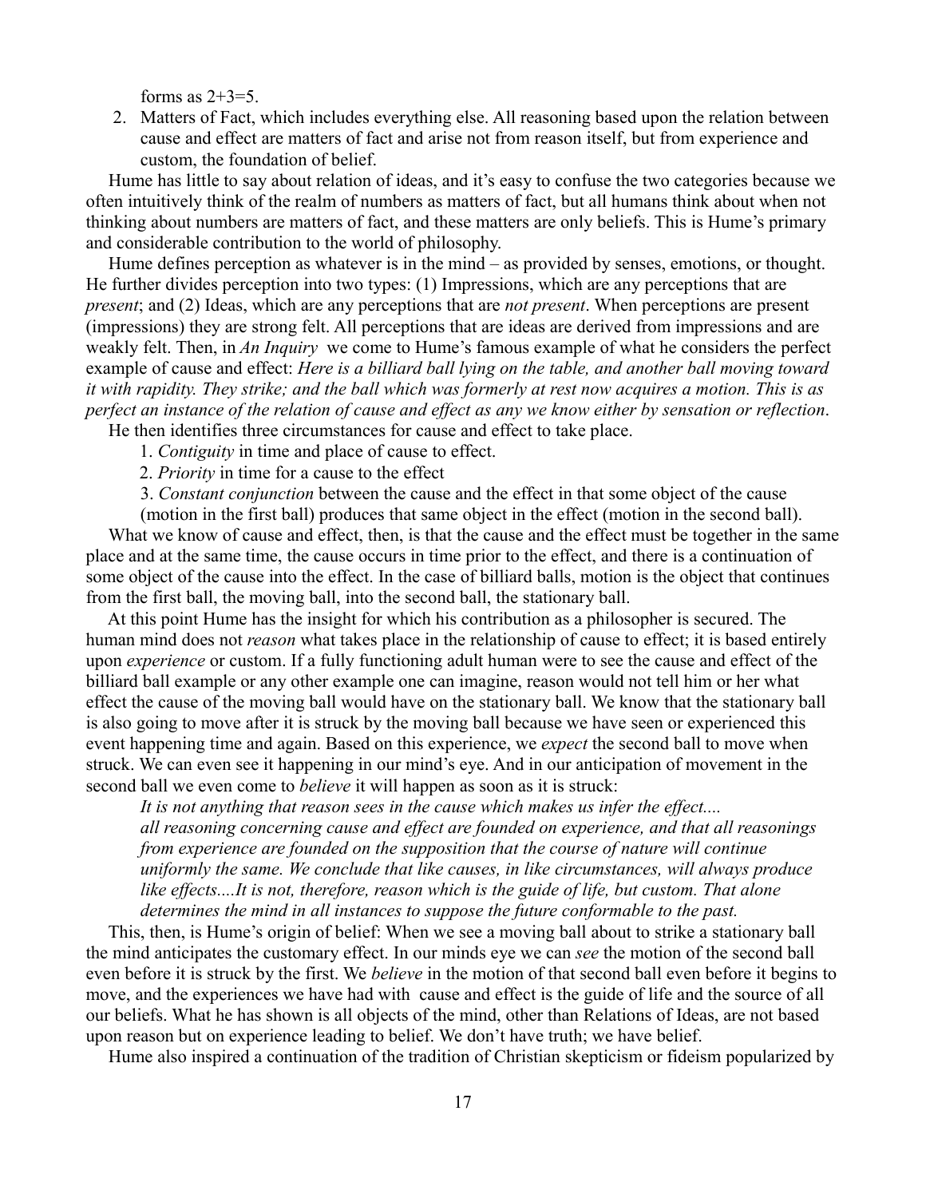forms as 2+3=5.

2. Matters of Fact, which includes everything else. All reasoning based upon the relation between cause and effect are matters of fact and arise not from reason itself, but from experience and custom, the foundation of belief.

Hume has little to say about relation of ideas, and it's easy to confuse the two categories because we often intuitively think of the realm of numbers as matters of fact, but all humans think about when not thinking about numbers are matters of fact, and these matters are only beliefs. This is Hume's primary and considerable contribution to the world of philosophy.

Hume defines perception as whatever is in the mind – as provided by senses, emotions, or thought. He further divides perception into two types: (1) Impressions, which are any perceptions that are *present*; and (2) Ideas, which are any perceptions that are *not present*. When perceptions are present (impressions) they are strong felt. All perceptions that are ideas are derived from impressions and are weakly felt. Then, in *An Inquiry* we come to Hume's famous example of what he considers the perfect example of cause and effect: *Here is a billiard ball lying on the table, and another ball moving toward it with rapidity. They strike; and the ball which was formerly at rest now acquires a motion. This is as perfect an instance of the relation of cause and effect as any we know either by sensation or reflection*.

He then identifies three circumstances for cause and effect to take place.

1. *Contiguity* in time and place of cause to effect.
2. *Priority* in time for a cause to the effect
3. *Constant conjunction* between the cause and the effect in that some object of the cause (motion in the first ball) produces that same object in the effect (motion in the second ball).

What we know of cause and effect, then, is that the cause and the effect must be together in the same place and at the same time, the cause occurs in time prior to the effect, and there is a continuation of some object of the cause into the effect. In the case of billiard balls, motion is the object that continues from the first ball, the moving ball, into the second ball, the stationary ball.

At this point Hume has the insight for which his contribution as a philosopher is secured. The human mind does not *reason* what takes place in the relationship of cause to effect; it is based entirely upon *experience* or custom. If a fully functioning adult human were to see the cause and effect of the billiard ball example or any other example one can imagine, reason would not tell him or her what effect the cause of the moving ball would have on the stationary ball. We know that the stationary ball is also going to move after it is struck by the moving ball because we have seen or experienced this event happening time and again. Based on this experience, we *expect* the second ball to move when struck. We can even see it happening in our mind's eye. And in our anticipation of movement in the second ball we even come to *believe* it will happen as soon as it is struck:

> *It is not anything that reason sees in the cause which makes us infer the effect.... all reasoning concerning cause and effect are founded on experience, and that all reasonings from experience are founded on the supposition that the course of nature will continue uniformly the same. We conclude that like causes, in like circumstances, will always produce like effects....It is not, therefore, reason which is the guide of life, but custom. That alone determines the mind in all instances to suppose the future conformable to the past.*

This, then, is Hume's origin of belief: When we see a moving ball about to strike a stationary ball the mind anticipates the customary effect. In our minds eye we can *see* the motion of the second ball even before it is struck by the first. We *believe* in the motion of that second ball even before it begins to move, and the experiences we have had with cause and effect is the guide of life and the source of all our beliefs. What he has shown is all objects of the mind, other than Relations of Ideas, are not based upon reason but on experience leading to belief. We don't have truth; we have belief.

Hume also inspired a continuation of the tradition of Christian skepticism or fideism popularized by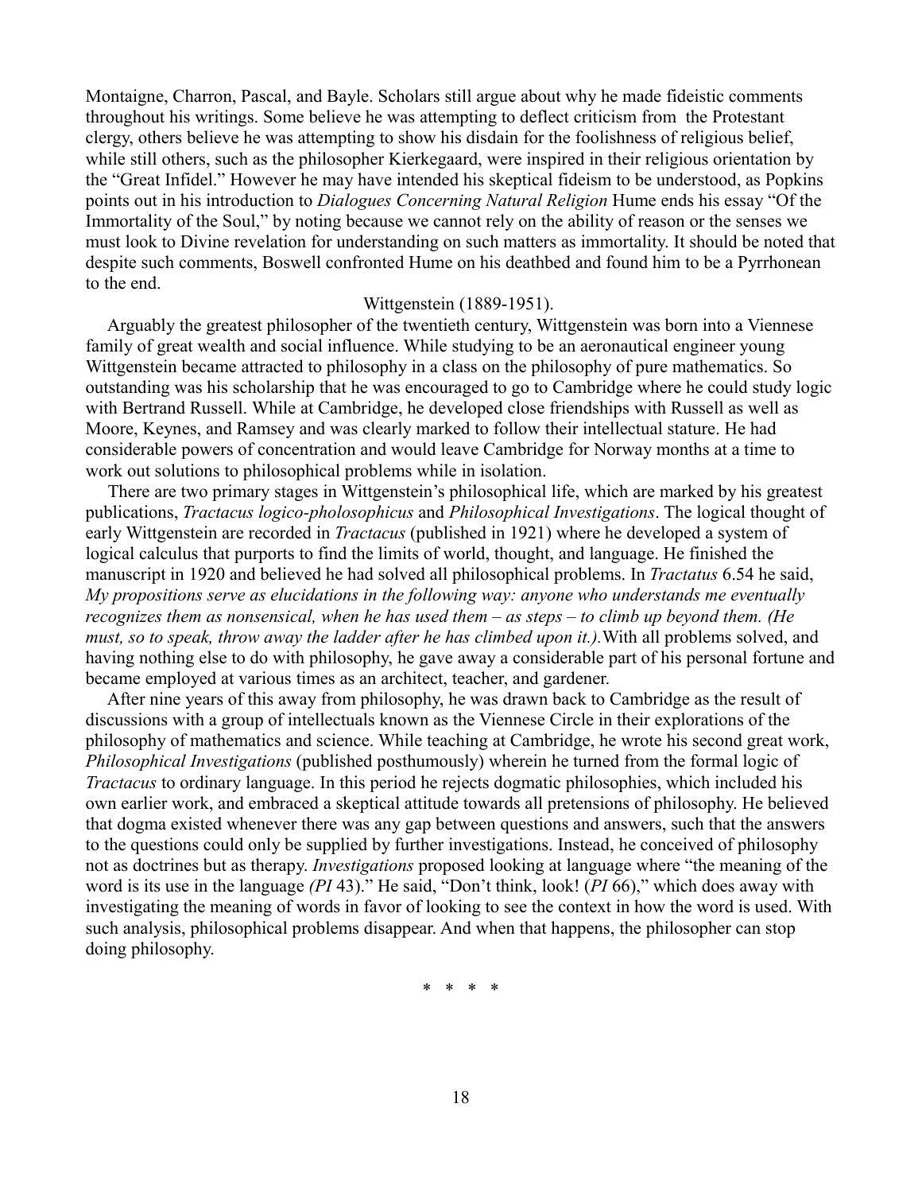Montaigne, Charron, Pascal, and Bayle. Scholars still argue about why he made fideistic comments throughout his writings. Some believe he was attempting to deflect criticism from the Protestant clergy, others believe he was attempting to show his disdain for the foolishness of religious belief, while still others, such as the philosopher Kierkegaard, were inspired in their religious orientation by the "Great Infidel." However he may have intended his skeptical fideism to be understood, as Popkins points out in his introduction to *Dialogues Concerning Natural Religion* Hume ends his essay "Of the Immortality of the Soul," by noting because we cannot rely on the ability of reason or the senses we must look to Divine revelation for understanding on such matters as immortality. It should be noted that despite such comments, Boswell confronted Hume on his deathbed and found him to be a Pyrrhonean to the end.

### Wittgenstein (1889-1951).

Arguably the greatest philosopher of the twentieth century, Wittgenstein was born into a Viennese family of great wealth and social influence. While studying to be an aeronautical engineer young Wittgenstein became attracted to philosophy in a class on the philosophy of pure mathematics. So outstanding was his scholarship that he was encouraged to go to Cambridge where he could study logic with Bertrand Russell. While at Cambridge, he developed close friendships with Russell as well as Moore, Keynes, and Ramsey and was clearly marked to follow their intellectual stature. He had considerable powers of concentration and would leave Cambridge for Norway months at a time to work out solutions to philosophical problems while in isolation.

There are two primary stages in Wittgenstein's philosophical life, which are marked by his greatest publications, *Tractacus logico-pholosophicus* and *Philosophical Investigations*. The logical thought of early Wittgenstein are recorded in *Tractacus* (published in 1921) where he developed a system of logical calculus that purports to find the limits of world, thought, and language. He finished the manuscript in 1920 and believed he had solved all philosophical problems. In *Tractatus* 6.54 he said, *My propositions serve as elucidations in the following way: anyone who understands me eventually recognizes them as nonsensical, when he has used them – as steps – to climb up beyond them. (He must, so to speak, throw away the ladder after he has climbed upon it.).*With all problems solved, and having nothing else to do with philosophy, he gave away a considerable part of his personal fortune and became employed at various times as an architect, teacher, and gardener.

After nine years of this away from philosophy, he was drawn back to Cambridge as the result of discussions with a group of intellectuals known as the Viennese Circle in their explorations of the philosophy of mathematics and science. While teaching at Cambridge, he wrote his second great work, *Philosophical Investigations* (published posthumously) wherein he turned from the formal logic of *Tractacus* to ordinary language. In this period he rejects dogmatic philosophies, which included his own earlier work, and embraced a skeptical attitude towards all pretensions of philosophy. He believed that dogma existed whenever there was any gap between questions and answers, such that the answers to the questions could only be supplied by further investigations. Instead, he conceived of philosophy not as doctrines but as therapy. *Investigations* proposed looking at language where "the meaning of the word is its use in the language *(PI* 43)." He said, "Don't think, look! (*PI* 66)," which does away with investigating the meaning of words in favor of looking to see the context in how the word is used. With such analysis, philosophical problems disappear. And when that happens, the philosopher can stop doing philosophy.

\* \* \* \*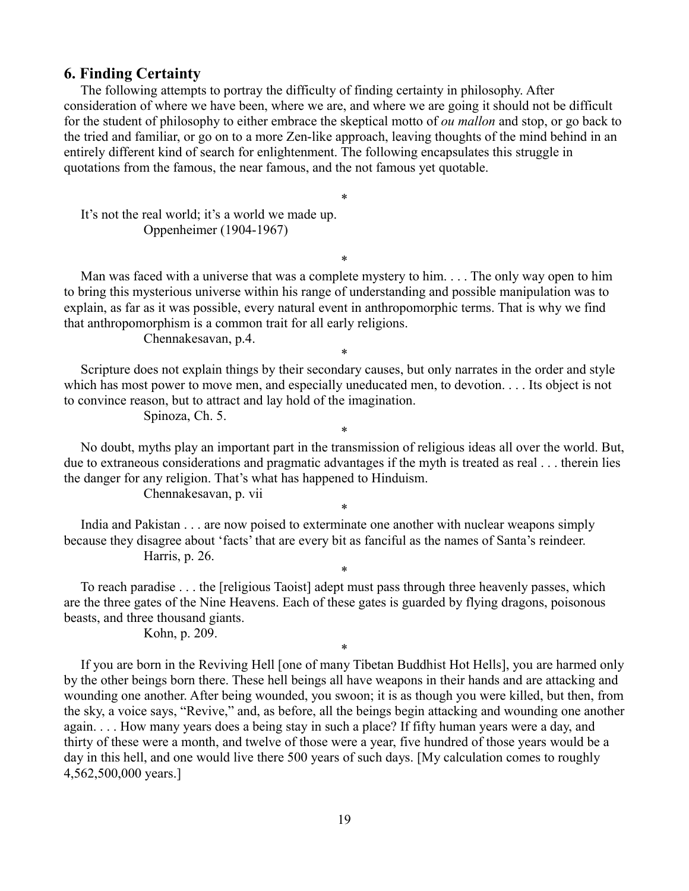## 6. Finding Certainty

The following attempts to portray the difficulty of finding certainty in philosophy. After consideration of where we have been, where we are, and where we are going it should not be difficult for the student of philosophy to either embrace the skeptical motto of *ou mallon* and stop, or go back to the tried and familiar, or go on to a more Zen-like approach, leaving thoughts of the mind behind in an entirely different kind of search for enlightenment. The following encapsulates this struggle in quotations from the famous, the near famous, and the not famous yet quotable.

*

It's not the real world; it's a world we made up.
Oppenheimer (1904-1967)

*

Man was faced with a universe that was a complete mystery to him. . . . The only way open to him to bring this mysterious universe within his range of understanding and possible manipulation was to explain, as far as it was possible, every natural event in anthropomorphic terms. That is why we find that anthropomorphism is a common trait for all early religions.
Chennakesavan, p.4.

*

Scripture does not explain things by their secondary causes, but only narrates in the order and style which has most power to move men, and especially uneducated men, to devotion. . . . Its object is not to convince reason, but to attract and lay hold of the imagination.
Spinoza, Ch. 5.

*

No doubt, myths play an important part in the transmission of religious ideas all over the world. But, due to extraneous considerations and pragmatic advantages if the myth is treated as real . . . therein lies the danger for any religion. That's what has happened to Hinduism.
Chennakesavan, p. vii

*

India and Pakistan . . . are now poised to exterminate one another with nuclear weapons simply because they disagree about 'facts' that are every bit as fanciful as the names of Santa's reindeer.
Harris, p. 26.

*

To reach paradise . . . the [religious Taoist] adept must pass through three heavenly passes, which are the three gates of the Nine Heavens. Each of these gates is guarded by flying dragons, poisonous beasts, and three thousand giants.
Kohn, p. 209.

*

If you are born in the Reviving Hell [one of many Tibetan Buddhist Hot Hells], you are harmed only by the other beings born there. These hell beings all have weapons in their hands and are attacking and wounding one another. After being wounded, you swoon; it is as though you were killed, but then, from the sky, a voice says, "Revive," and, as before, all the beings begin attacking and wounding one another again. . . . How many years does a being stay in such a place? If fifty human years were a day, and thirty of these were a month, and twelve of those were a year, five hundred of those years would be a day in this hell, and one would live there 500 years of such days. [My calculation comes to roughly 4,562,500,000 years.]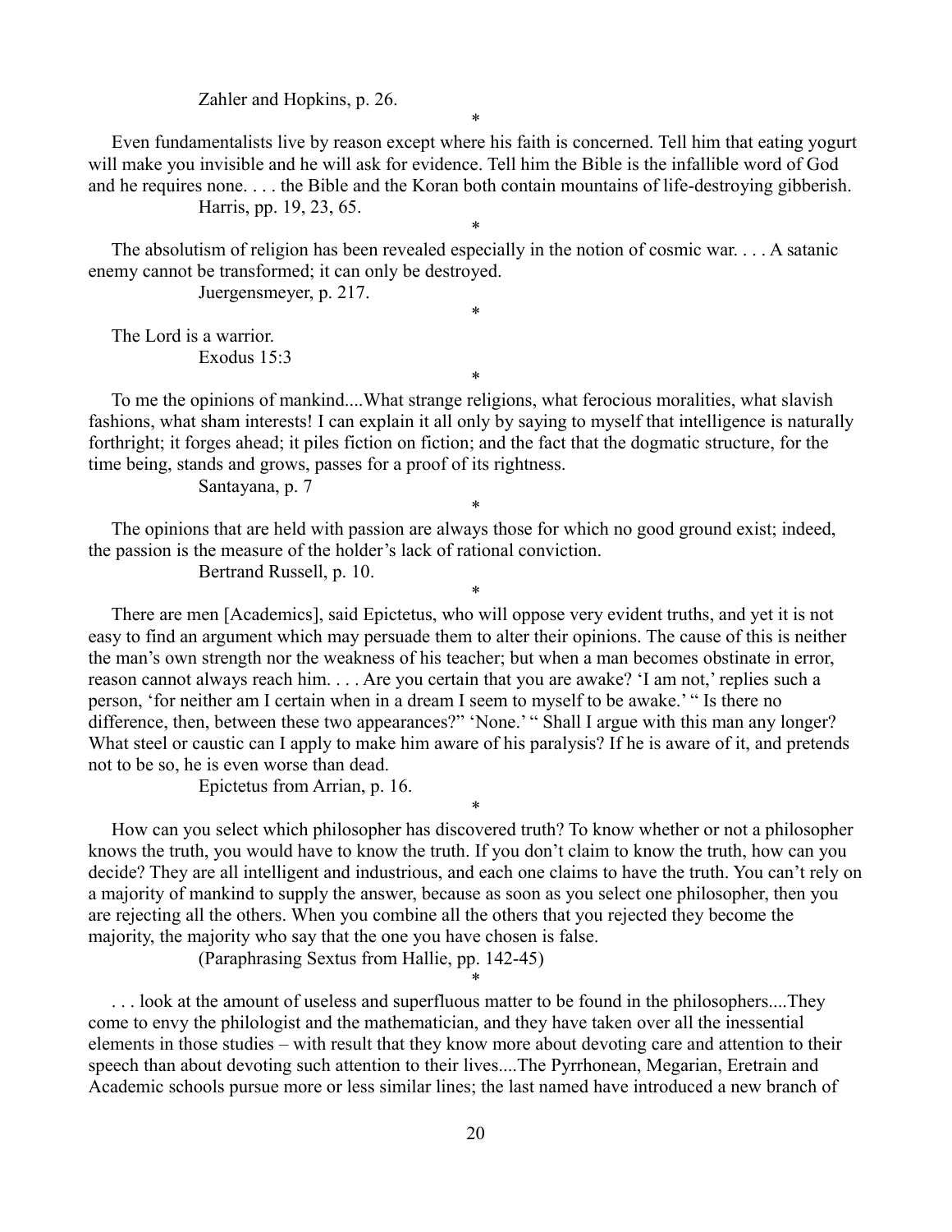Zahler and Hopkins, p. 26.

*

Even fundamentalists live by reason except where his faith is concerned. Tell him that eating yogurt will make you invisible and he will ask for evidence. Tell him the Bible is the infallible word of God and he requires none. . . . the Bible and the Koran both contain mountains of life-destroying gibberish.

Harris, pp. 19, 23, 65.

*

The absolutism of religion has been revealed especially in the notion of cosmic war. . . . A satanic enemy cannot be transformed; it can only be destroyed.

Juergensmeyer, p. 217.

*

The Lord is a warrior.

Exodus 15:3

*

To me the opinions of mankind....What strange religions, what ferocious moralities, what slavish fashions, what sham interests! I can explain it all only by saying to myself that intelligence is naturally forthright; it forges ahead; it piles fiction on fiction; and the fact that the dogmatic structure, for the time being, stands and grows, passes for a proof of its rightness.

Santayana, p. 7

*

The opinions that are held with passion are always those for which no good ground exist; indeed, the passion is the measure of the holder's lack of rational conviction.

Bertrand Russell, p. 10.

*

There are men [Academics], said Epictetus, who will oppose very evident truths, and yet it is not easy to find an argument which may persuade them to alter their opinions. The cause of this is neither the man's own strength nor the weakness of his teacher; but when a man becomes obstinate in error, reason cannot always reach him. . . . Are you certain that you are awake? 'I am not,' replies such a person, 'for neither am I certain when in a dream I seem to myself to be awake.' " Is there no difference, then, between these two appearances?" 'None.' " Shall I argue with this man any longer? What steel or caustic can I apply to make him aware of his paralysis? If he is aware of it, and pretends not to be so, he is even worse than dead.

Epictetus from Arrian, p. 16.

*

How can you select which philosopher has discovered truth? To know whether or not a philosopher knows the truth, you would have to know the truth. If you don't claim to know the truth, how can you decide? They are all intelligent and industrious, and each one claims to have the truth. You can't rely on a majority of mankind to supply the answer, because as soon as you select one philosopher, then you are rejecting all the others. When you combine all the others that you rejected they become the majority, the majority who say that the one you have chosen is false.

(Paraphrasing Sextus from Hallie, pp. 142-45)

*

. . . look at the amount of useless and superfluous matter to be found in the philosophers....They come to envy the philologist and the mathematician, and they have taken over all the inessential elements in those studies – with result that they know more about devoting care and attention to their speech than about devoting such attention to their lives....The Pyrrhonean, Megarian, Eretrain and Academic schools pursue more or less similar lines; the last named have introduced a new branch of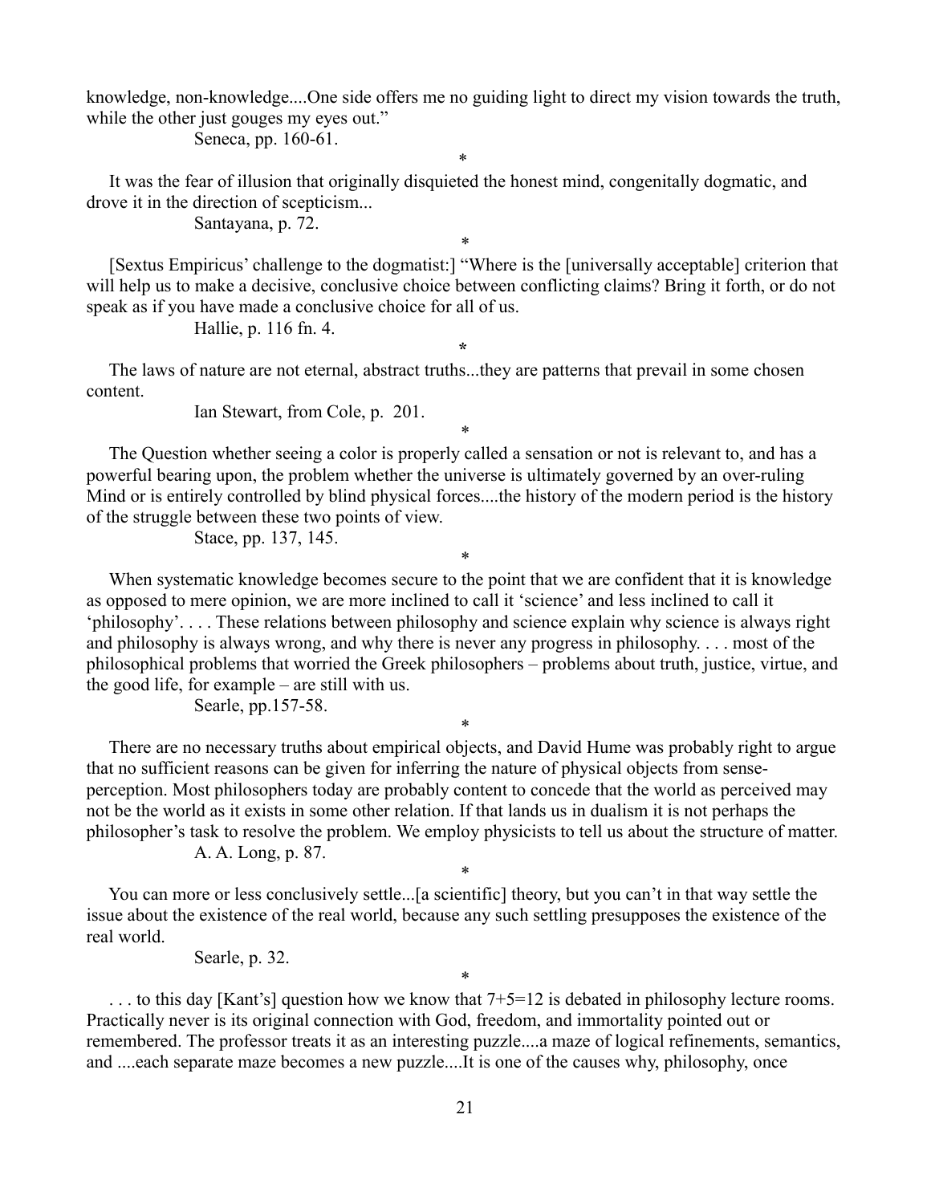knowledge, non-knowledge....One side offers me no guiding light to direct my vision towards the truth, while the other just gouges my eyes out."

Seneca, pp. 160-61.

*

It was the fear of illusion that originally disquieted the honest mind, congenitally dogmatic, and drove it in the direction of scepticism...

Santayana, p. 72.

*

[Sextus Empiricus' challenge to the dogmatist:] "Where is the [universally acceptable] criterion that will help us to make a decisive, conclusive choice between conflicting claims? Bring it forth, or do not speak as if you have made a conclusive choice for all of us.

Hallie, p. 116 fn. 4.

*

The laws of nature are not eternal, abstract truths...they are patterns that prevail in some chosen content.

Ian Stewart, from Cole, p. 201.

*

The Question whether seeing a color is properly called a sensation or not is relevant to, and has a powerful bearing upon, the problem whether the universe is ultimately governed by an over-ruling Mind or is entirely controlled by blind physical forces....the history of the modern period is the history of the struggle between these two points of view.

Stace, pp. 137, 145.

*

When systematic knowledge becomes secure to the point that we are confident that it is knowledge as opposed to mere opinion, we are more inclined to call it 'science' and less inclined to call it 'philosophy'. . . . These relations between philosophy and science explain why science is always right and philosophy is always wrong, and why there is never any progress in philosophy. . . . most of the philosophical problems that worried the Greek philosophers – problems about truth, justice, virtue, and the good life, for example – are still with us.

Searle, pp.157-58.

*

There are no necessary truths about empirical objects, and David Hume was probably right to argue that no sufficient reasons can be given for inferring the nature of physical objects from sense-perception. Most philosophers today are probably content to concede that the world as perceived may not be the world as it exists in some other relation. If that lands us in dualism it is not perhaps the philosopher's task to resolve the problem. We employ physicists to tell us about the structure of matter.

A. A. Long, p. 87.

*

You can more or less conclusively settle...[a scientific] theory, but you can't in that way settle the issue about the existence of the real world, because any such settling presupposes the existence of the real world.

Searle, p. 32.

*

. . . to this day [Kant's] question how we know that 7+5=12 is debated in philosophy lecture rooms. Practically never is its original connection with God, freedom, and immortality pointed out or remembered. The professor treats it as an interesting puzzle....a maze of logical refinements, semantics, and ....each separate maze becomes a new puzzle....It is one of the causes why, philosophy, once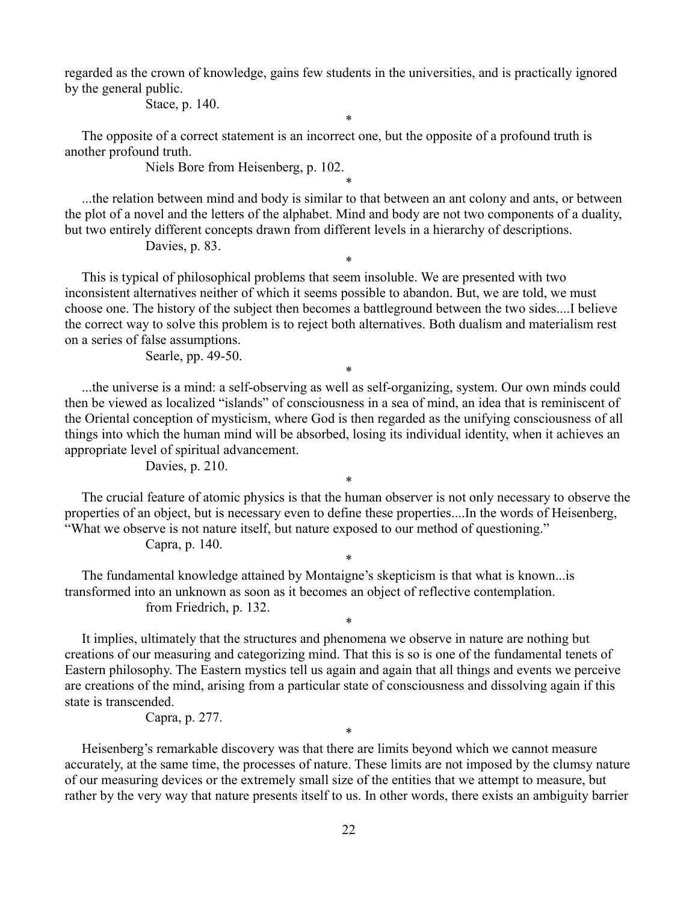regarded as the crown of knowledge, gains few students in the universities, and is practically ignored by the general public.

Stace, p. 140.

*

The opposite of a correct statement is an incorrect one, but the opposite of a profound truth is another profound truth.

Niels Bore from Heisenberg, p. 102.

*

...the relation between mind and body is similar to that between an ant colony and ants, or between the plot of a novel and the letters of the alphabet. Mind and body are not two components of a duality, but two entirely different concepts drawn from different levels in a hierarchy of descriptions.

Davies, p. 83.

*

This is typical of philosophical problems that seem insoluble. We are presented with two inconsistent alternatives neither of which it seems possible to abandon. But, we are told, we must choose one. The history of the subject then becomes a battleground between the two sides....I believe the correct way to solve this problem is to reject both alternatives. Both dualism and materialism rest on a series of false assumptions.

Searle, pp. 49-50.

*

...the universe is a mind: a self-observing as well as self-organizing, system. Our own minds could then be viewed as localized "islands" of consciousness in a sea of mind, an idea that is reminiscent of the Oriental conception of mysticism, where God is then regarded as the unifying consciousness of all things into which the human mind will be absorbed, losing its individual identity, when it achieves an appropriate level of spiritual advancement.

Davies, p. 210.

*

The crucial feature of atomic physics is that the human observer is not only necessary to observe the properties of an object, but is necessary even to define these properties....In the words of Heisenberg, "What we observe is not nature itself, but nature exposed to our method of questioning."

Capra, p. 140.

*

The fundamental knowledge attained by Montaigne's skepticism is that what is known...is transformed into an unknown as soon as it becomes an object of reflective contemplation.

from Friedrich, p. 132.

*

It implies, ultimately that the structures and phenomena we observe in nature are nothing but creations of our measuring and categorizing mind. That this is so is one of the fundamental tenets of Eastern philosophy. The Eastern mystics tell us again and again that all things and events we perceive are creations of the mind, arising from a particular state of consciousness and dissolving again if this state is transcended.

Capra, p. 277.

*

Heisenberg's remarkable discovery was that there are limits beyond which we cannot measure accurately, at the same time, the processes of nature. These limits are not imposed by the clumsy nature of our measuring devices or the extremely small size of the entities that we attempt to measure, but rather by the very way that nature presents itself to us. In other words, there exists an ambiguity barrier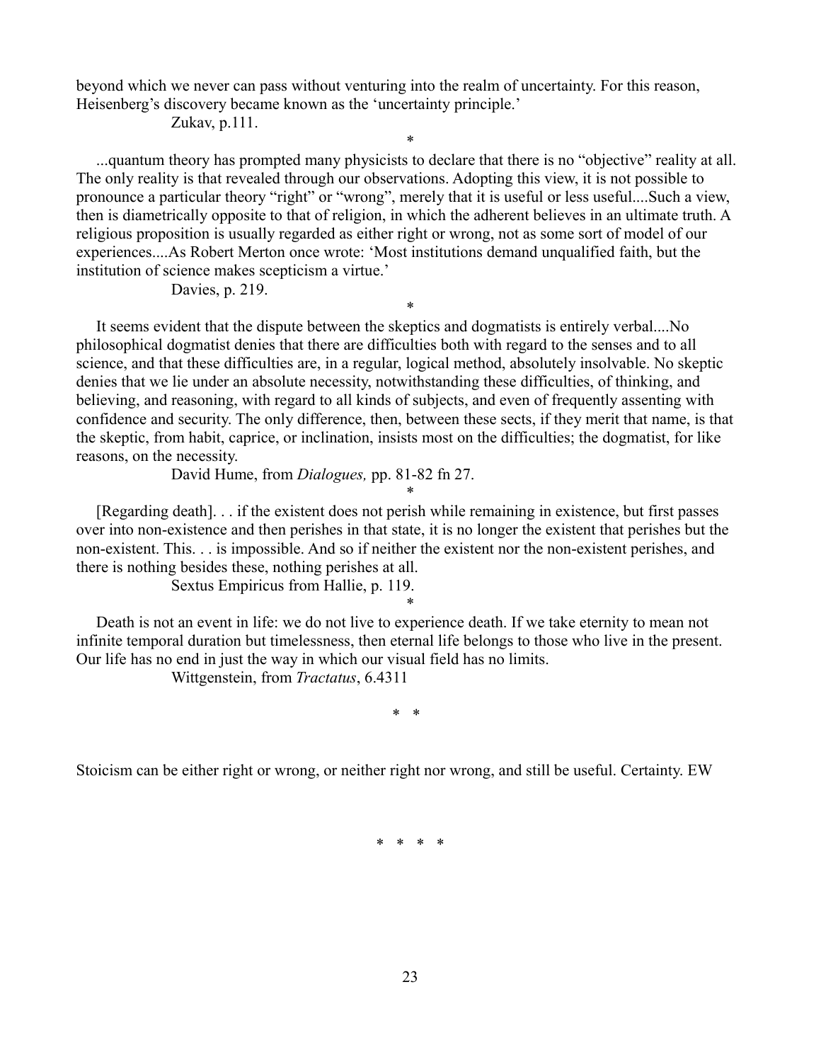beyond which we never can pass without venturing into the realm of uncertainty. For this reason, Heisenberg's discovery became known as the 'uncertainty principle.'

Zukav, p.111.

*

...quantum theory has prompted many physicists to declare that there is no "objective" reality at all. The only reality is that revealed through our observations. Adopting this view, it is not possible to pronounce a particular theory "right" or "wrong", merely that it is useful or less useful....Such a view, then is diametrically opposite to that of religion, in which the adherent believes in an ultimate truth. A religious proposition is usually regarded as either right or wrong, not as some sort of model of our experiences....As Robert Merton once wrote: 'Most institutions demand unqualified faith, but the institution of science makes scepticism a virtue.'

Davies, p. 219.

*

It seems evident that the dispute between the skeptics and dogmatists is entirely verbal....No philosophical dogmatist denies that there are difficulties both with regard to the senses and to all science, and that these difficulties are, in a regular, logical method, absolutely insolvable. No skeptic denies that we lie under an absolute necessity, notwithstanding these difficulties, of thinking, and believing, and reasoning, with regard to all kinds of subjects, and even of frequently assenting with confidence and security. The only difference, then, between these sects, if they merit that name, is that the skeptic, from habit, caprice, or inclination, insists most on the difficulties; the dogmatist, for like reasons, on the necessity.

David Hume, from *Dialogues,* pp. 81-82 fn 27.

*

[Regarding death]. . . if the existent does not perish while remaining in existence, but first passes over into non-existence and then perishes in that state, it is no longer the existent that perishes but the non-existent. This. . . is impossible. And so if neither the existent nor the non-existent perishes, and there is nothing besides these, nothing perishes at all.

Sextus Empiricus from Hallie, p. 119.

*

Death is not an event in life: we do not live to experience death. If we take eternity to mean not infinite temporal duration but timelessness, then eternal life belongs to those who live in the present. Our life has no end in just the way in which our visual field has no limits.

Wittgenstein, from *Tractatus*, 6.4311

\* \*

Stoicism can be either right or wrong, or neither right nor wrong, and still be useful. Certainty. EW

\* \* \* \*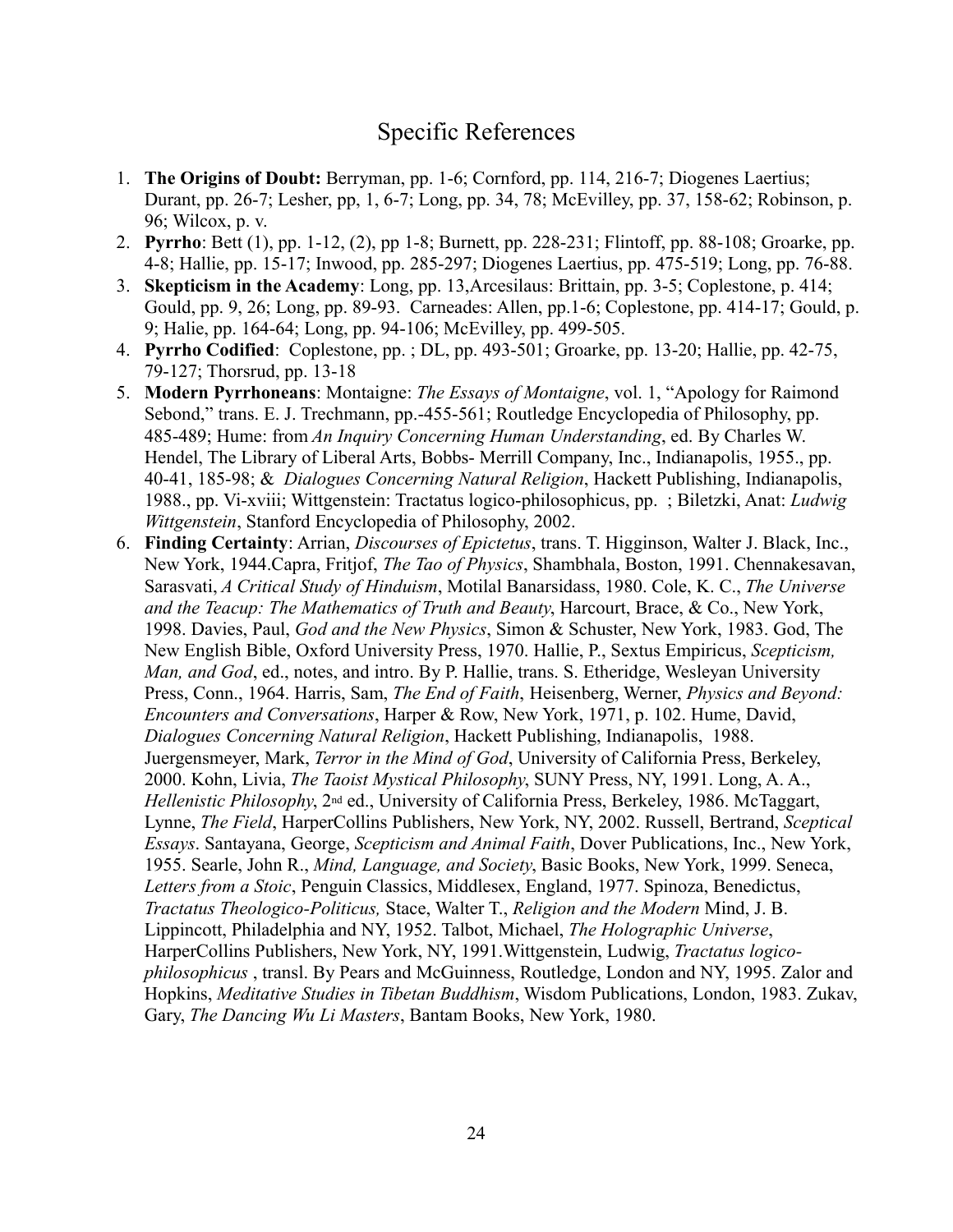# Specific References

1. **The Origins of Doubt:** Berryman, pp. 1-6; Cornford, pp. 114, 216-7; Diogenes Laertius; Durant, pp. 26-7; Lesher, pp, 1, 6-7; Long, pp. 34, 78; McEvilley, pp. 37, 158-62; Robinson, p. 96; Wilcox, p. v.
2. **Pyrrho**: Bett (1), pp. 1-12, (2), pp 1-8; Burnett, pp. 228-231; Flintoff, pp. 88-108; Groarke, pp. 4-8; Hallie, pp. 15-17; Inwood, pp. 285-297; Diogenes Laertius, pp. 475-519; Long, pp. 76-88.
3. **Skepticism in the Academy**: Long, pp. 13,Arcesilaus: Brittain, pp. 3-5; Coplestone, p. 414; Gould, pp. 9, 26; Long, pp. 89-93. Carneades: Allen, pp.1-6; Coplestone, pp. 414-17; Gould, p. 9; Halie, pp. 164-64; Long, pp. 94-106; McEvilley, pp. 499-505.
4. **Pyrrho Codified**: Coplestone, pp. ; DL, pp. 493-501; Groarke, pp. 13-20; Hallie, pp. 42-75, 79-127; Thorsrud, pp. 13-18
5. **Modern Pyrrhoneans**: Montaigne: *The Essays of Montaigne*, vol. 1, "Apology for Raimond Sebond," trans. E. J. Trechmann, pp.-455-561; Routledge Encyclopedia of Philosophy, pp. 485-489; Hume: from *An Inquiry Concerning Human Understanding*, ed. By Charles W. Hendel, The Library of Liberal Arts, Bobbs- Merrill Company, Inc., Indianapolis, 1955., pp. 40-41, 185-98; & *Dialogues Concerning Natural Religion*, Hackett Publishing, Indianapolis, 1988., pp. Vi-xviii; Wittgenstein: Tractatus logico-philosophicus, pp. ; Biletzki, Anat: *Ludwig Wittgenstein*, Stanford Encyclopedia of Philosophy, 2002.
6. **Finding Certainty**: Arrian, *Discourses of Epictetus*, trans. T. Higginson, Walter J. Black, Inc., New York, 1944.Capra, Fritjof, *The Tao of Physics*, Shambhala, Boston, 1991. Chennakesavan, Sarasvati, *A Critical Study of Hinduism*, Motilal Banarsidass, 1980. Cole, K. C., *The Universe and the Teacup: The Mathematics of Truth and Beauty*, Harcourt, Brace, & Co., New York, 1998. Davies, Paul, *God and the New Physics*, Simon & Schuster, New York, 1983. God, The New English Bible, Oxford University Press, 1970. Hallie, P., Sextus Empiricus, *Scepticism, Man, and God*, ed., notes, and intro. By P. Hallie, trans. S. Etheridge, Wesleyan University Press, Conn., 1964. Harris, Sam, *The End of Faith*, Heisenberg, Werner, *Physics and Beyond: Encounters and Conversations*, Harper & Row, New York, 1971, p. 102. Hume, David, *Dialogues Concerning Natural Religion*, Hackett Publishing, Indianapolis, 1988. Juergensmeyer, Mark, *Terror in the Mind of God*, University of California Press, Berkeley, 2000. Kohn, Livia, *The Taoist Mystical Philosophy*, SUNY Press, NY, 1991. Long, A. A., *Hellenistic Philosophy*, 2nd ed., University of California Press, Berkeley, 1986. McTaggart, Lynne, *The Field*, HarperCollins Publishers, New York, NY, 2002. Russell, Bertrand, *Sceptical Essays*. Santayana, George, *Scepticism and Animal Faith*, Dover Publications, Inc., New York, 1955. Searle, John R., *Mind, Language, and Society*, Basic Books, New York, 1999. Seneca, *Letters from a Stoic*, Penguin Classics, Middlesex, England, 1977. Spinoza, Benedictus, *Tractatus Theologico-Politicus,* Stace, Walter T., *Religion and the Modern* Mind, J. B. Lippincott, Philadelphia and NY, 1952. Talbot, Michael, *The Holographic Universe*, HarperCollins Publishers, New York, NY, 1991.Wittgenstein, Ludwig, *Tractatus logico-philosophicus* , transl. By Pears and McGuinness, Routledge, London and NY, 1995. Zalor and Hopkins, *Meditative Studies in Tibetan Buddhism*, Wisdom Publications, London, 1983. Zukav, Gary, *The Dancing Wu Li Masters*, Bantam Books, New York, 1980.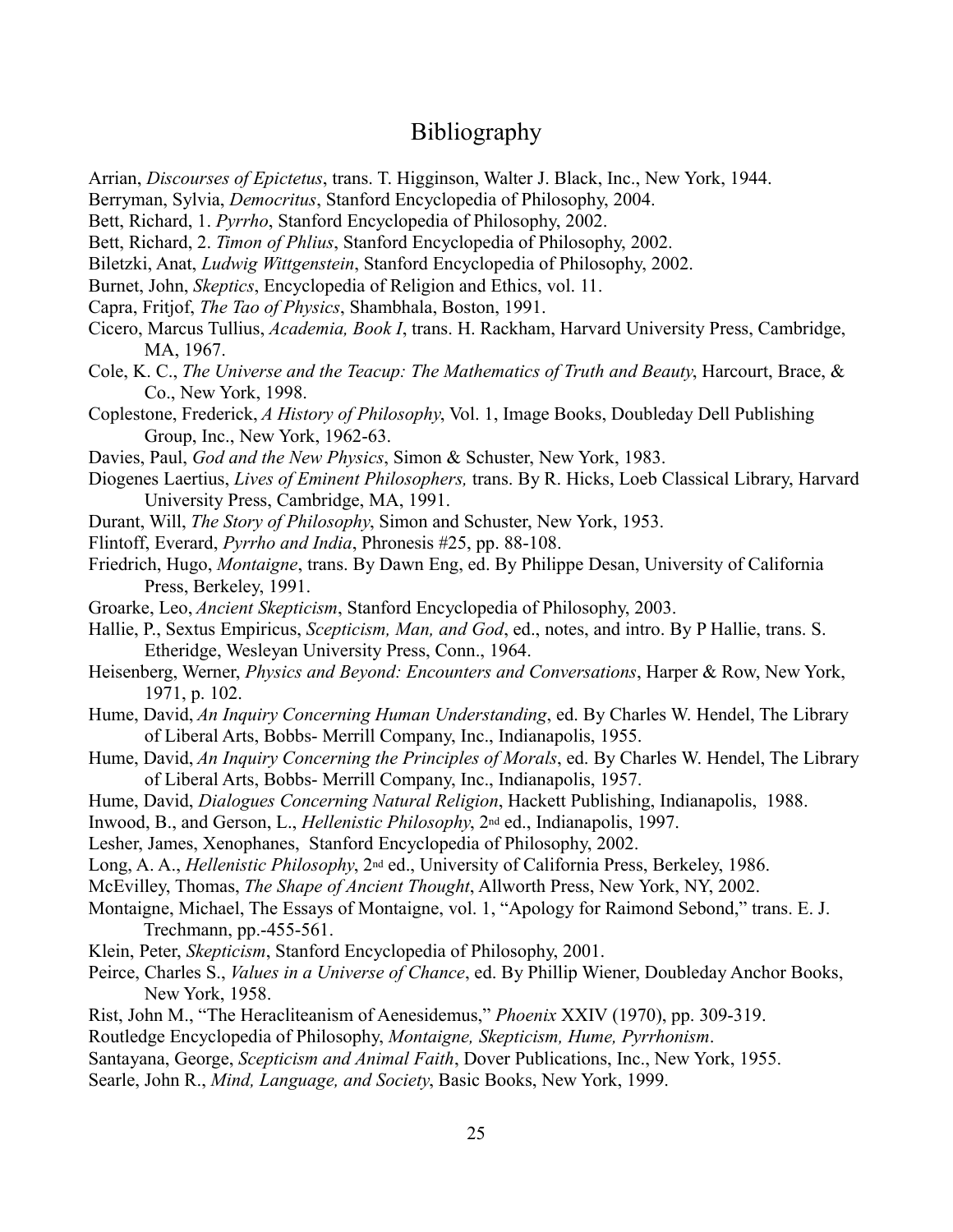# Bibliography

Arrian, *Discourses of Epictetus*, trans. T. Higginson, Walter J. Black, Inc., New York, 1944.

Berryman, Sylvia, *Democritus*, Stanford Encyclopedia of Philosophy, 2004.

Bett, Richard, 1. *Pyrrho*, Stanford Encyclopedia of Philosophy, 2002.

Bett, Richard, 2. *Timon of Phlius*, Stanford Encyclopedia of Philosophy, 2002.

Biletzki, Anat, *Ludwig Wittgenstein*, Stanford Encyclopedia of Philosophy, 2002.

Burnet, John, *Skeptics*, Encyclopedia of Religion and Ethics, vol. 11.

Capra, Fritjof, *The Tao of Physics*, Shambhala, Boston, 1991.

Cicero, Marcus Tullius, *Academia, Book I*, trans. H. Rackham, Harvard University Press, Cambridge, MA, 1967.

Cole, K. C., *The Universe and the Teacup: The Mathematics of Truth and Beauty*, Harcourt, Brace, & Co., New York, 1998.

Coplestone, Frederick, *A History of Philosophy*, Vol. 1, Image Books, Doubleday Dell Publishing Group, Inc., New York, 1962-63.

Davies, Paul, *God and the New Physics*, Simon & Schuster, New York, 1983.

Diogenes Laertius, *Lives of Eminent Philosophers,* trans. By R. Hicks, Loeb Classical Library, Harvard University Press, Cambridge, MA, 1991.

Durant, Will, *The Story of Philosophy*, Simon and Schuster, New York, 1953.

Flintoff, Everard, *Pyrrho and India*, Phronesis #25, pp. 88-108.

Friedrich, Hugo, *Montaigne*, trans. By Dawn Eng, ed. By Philippe Desan, University of California Press, Berkeley, 1991.

Groarke, Leo, *Ancient Skepticism*, Stanford Encyclopedia of Philosophy, 2003.

Hallie, P., Sextus Empiricus, *Scepticism, Man, and God*, ed., notes, and intro. By P Hallie, trans. S. Etheridge, Wesleyan University Press, Conn., 1964.

Heisenberg, Werner, *Physics and Beyond: Encounters and Conversations*, Harper & Row, New York, 1971, p. 102.

Hume, David, *An Inquiry Concerning Human Understanding*, ed. By Charles W. Hendel, The Library of Liberal Arts, Bobbs- Merrill Company, Inc., Indianapolis, 1955.

Hume, David, *An Inquiry Concerning the Principles of Morals*, ed. By Charles W. Hendel, The Library of Liberal Arts, Bobbs- Merrill Company, Inc., Indianapolis, 1957.

Hume, David, *Dialogues Concerning Natural Religion*, Hackett Publishing, Indianapolis, 1988.

Inwood, B., and Gerson, L., *Hellenistic Philosophy*, 2nd ed., Indianapolis, 1997.

Lesher, James, Xenophanes, Stanford Encyclopedia of Philosophy, 2002.

Long, A. A., *Hellenistic Philosophy*, 2nd ed., University of California Press, Berkeley, 1986.

McEvilley, Thomas, *The Shape of Ancient Thought*, Allworth Press, New York, NY, 2002.

Montaigne, Michael, The Essays of Montaigne, vol. 1, "Apology for Raimond Sebond," trans. E. J. Trechmann, pp.-455-561.

Klein, Peter, *Skepticism*, Stanford Encyclopedia of Philosophy, 2001.

Peirce, Charles S., *Values in a Universe of Chance*, ed. By Phillip Wiener, Doubleday Anchor Books, New York, 1958.

Rist, John M., "The Heracliteanism of Aenesidemus," *Phoenix* XXIV (1970), pp. 309-319.

Routledge Encyclopedia of Philosophy, *Montaigne, Skepticism, Hume, Pyrrhonism*.

Santayana, George, *Scepticism and Animal Faith*, Dover Publications, Inc., New York, 1955.

Searle, John R., *Mind, Language, and Society*, Basic Books, New York, 1999.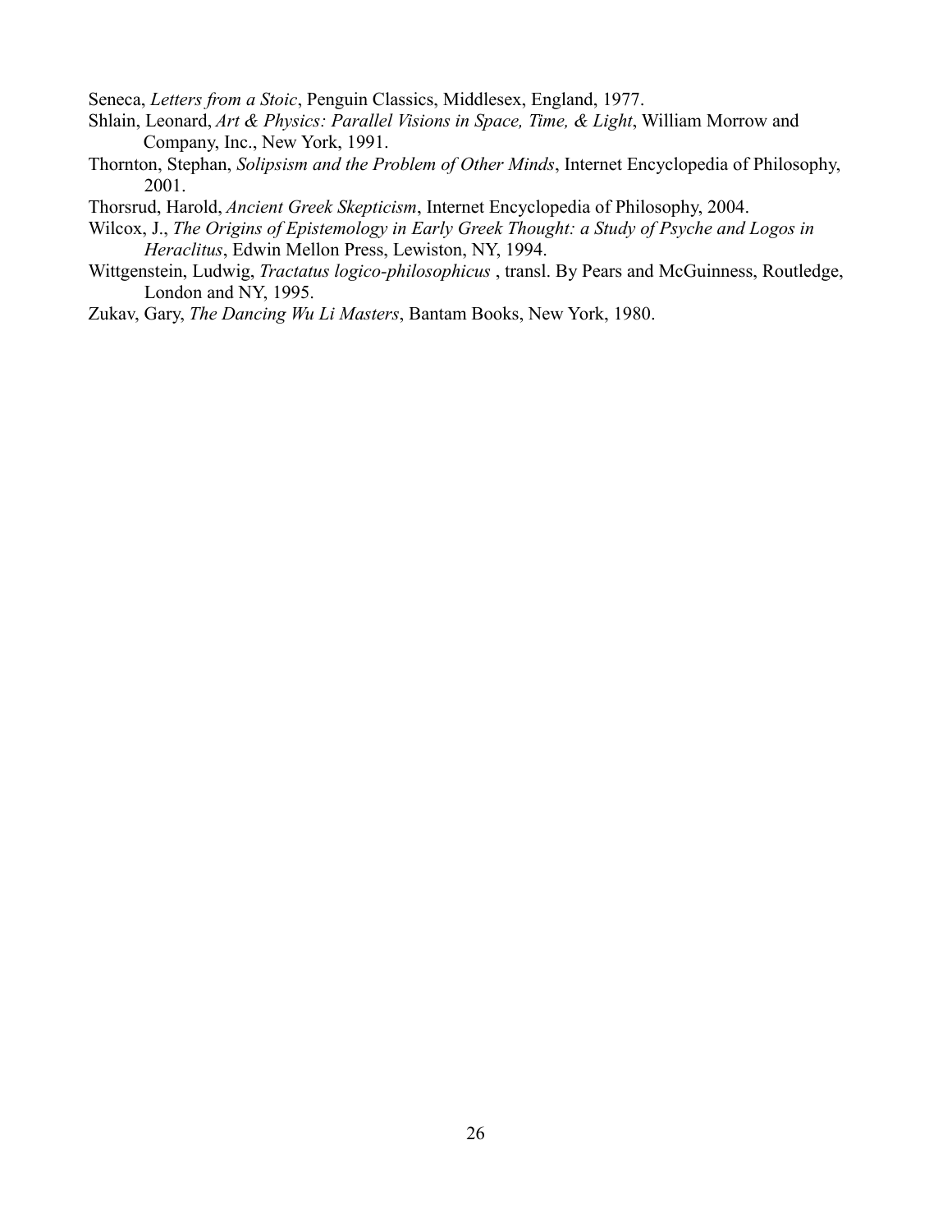Seneca, *Letters from a Stoic*, Penguin Classics, Middlesex, England, 1977.

Shlain, Leonard, *Art & Physics: Parallel Visions in Space, Time, & Light*, William Morrow and Company, Inc., New York, 1991.

Thornton, Stephan, *Solipsism and the Problem of Other Minds*, Internet Encyclopedia of Philosophy, 2001.

Thorsrud, Harold, *Ancient Greek Skepticism*, Internet Encyclopedia of Philosophy, 2004.

Wilcox, J., *The Origins of Epistemology in Early Greek Thought: a Study of Psyche and Logos in Heraclitus*, Edwin Mellon Press, Lewiston, NY, 1994.

Wittgenstein, Ludwig, *Tractatus logico-philosophicus* , transl. By Pears and McGuinness, Routledge, London and NY, 1995.

Zukav, Gary, *The Dancing Wu Li Masters*, Bantam Books, New York, 1980.